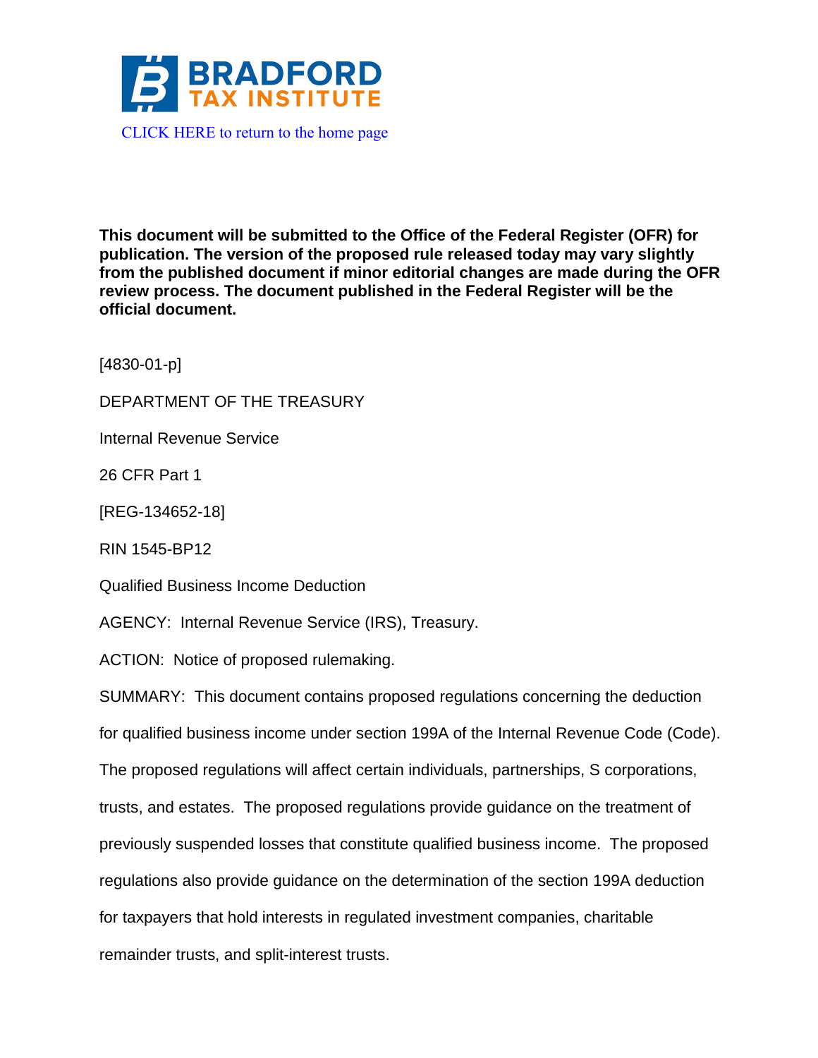BRADFORD TAX INSTITUTE

CLICK HERE to return to the home page

**This document will be submitted to the Office of the Federal Register (OFR) for publication. The version of the proposed rule released today may vary slightly from the published document if minor editorial changes are made during the OFR review process. The document published in the Federal Register will be the official document.**

[4830-01-p]

DEPARTMENT OF THE TREASURY

Internal Revenue Service

26 CFR Part 1

[REG-134652-18]

RIN 1545-BP12

Qualified Business Income Deduction

AGENCY: Internal Revenue Service (IRS), Treasury.

ACTION: Notice of proposed rulemaking.

SUMMARY: This document contains proposed regulations concerning the deduction for qualified business income under section 199A of the Internal Revenue Code (Code). The proposed regulations will affect certain individuals, partnerships, S corporations, trusts, and estates. The proposed regulations provide guidance on the treatment of previously suspended losses that constitute qualified business income. The proposed regulations also provide guidance on the determination of the section 199A deduction for taxpayers that hold interests in regulated investment companies, charitable remainder trusts, and split-interest trusts.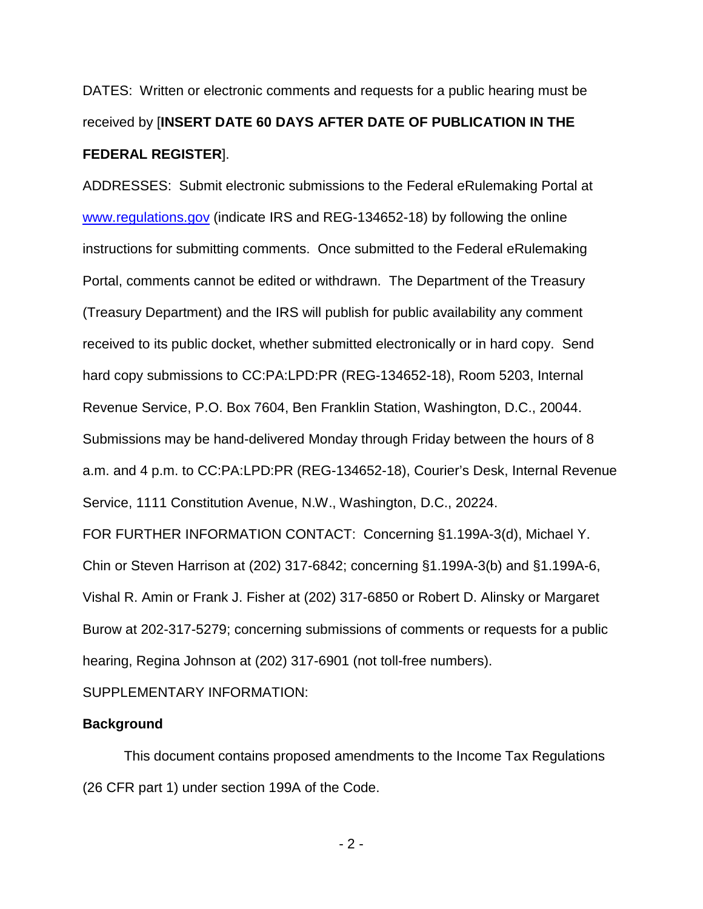DATES: Written or electronic comments and requests for a public hearing must be received by [**INSERT DATE 60 DAYS AFTER DATE OF PUBLICATION IN THE FEDERAL REGISTER**].

ADDRESSES: Submit electronic submissions to the Federal eRulemaking Portal at www.regulations.gov (indicate IRS and REG-134652-18) by following the online instructions for submitting comments. Once submitted to the Federal eRulemaking Portal, comments cannot be edited or withdrawn. The Department of the Treasury (Treasury Department) and the IRS will publish for public availability any comment received to its public docket, whether submitted electronically or in hard copy. Send hard copy submissions to CC:PA:LPD:PR (REG-134652-18), Room 5203, Internal Revenue Service, P.O. Box 7604, Ben Franklin Station, Washington, D.C., 20044. Submissions may be hand-delivered Monday through Friday between the hours of 8 a.m. and 4 p.m. to CC:PA:LPD:PR (REG-134652-18), Courier's Desk, Internal Revenue Service, 1111 Constitution Avenue, N.W., Washington, D.C., 20224.

FOR FURTHER INFORMATION CONTACT: Concerning §1.199A-3(d), Michael Y. Chin or Steven Harrison at (202) 317-6842; concerning §1.199A-3(b) and §1.199A-6, Vishal R. Amin or Frank J. Fisher at (202) 317-6850 or Robert D. Alinsky or Margaret Burow at 202-317-5279; concerning submissions of comments or requests for a public hearing, Regina Johnson at (202) 317-6901 (not toll-free numbers).

SUPPLEMENTARY INFORMATION:

**Background**

This document contains proposed amendments to the Income Tax Regulations (26 CFR part 1) under section 199A of the Code.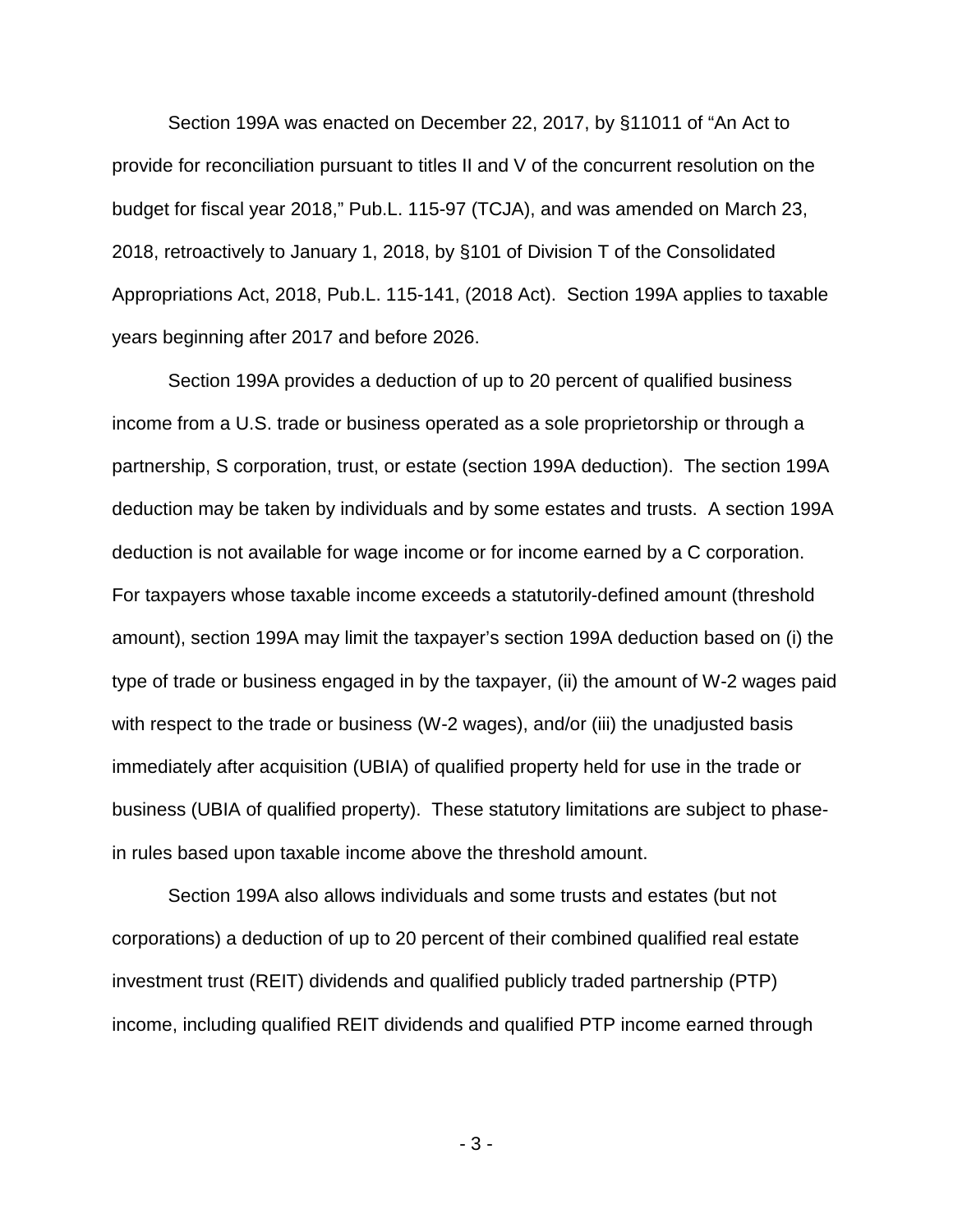Section 199A was enacted on December 22, 2017, by §11011 of "An Act to provide for reconciliation pursuant to titles II and V of the concurrent resolution on the budget for fiscal year 2018," Pub.L. 115-97 (TCJA), and was amended on March 23, 2018, retroactively to January 1, 2018, by §101 of Division T of the Consolidated Appropriations Act, 2018, Pub.L. 115-141, (2018 Act). Section 199A applies to taxable years beginning after 2017 and before 2026.

Section 199A provides a deduction of up to 20 percent of qualified business income from a U.S. trade or business operated as a sole proprietorship or through a partnership, S corporation, trust, or estate (section 199A deduction). The section 199A deduction may be taken by individuals and by some estates and trusts. A section 199A deduction is not available for wage income or for income earned by a C corporation. For taxpayers whose taxable income exceeds a statutorily-defined amount (threshold amount), section 199A may limit the taxpayer's section 199A deduction based on (i) the type of trade or business engaged in by the taxpayer, (ii) the amount of W-2 wages paid with respect to the trade or business (W-2 wages), and/or (iii) the unadjusted basis immediately after acquisition (UBIA) of qualified property held for use in the trade or business (UBIA of qualified property). These statutory limitations are subject to phase-in rules based upon taxable income above the threshold amount.

Section 199A also allows individuals and some trusts and estates (but not corporations) a deduction of up to 20 percent of their combined qualified real estate investment trust (REIT) dividends and qualified publicly traded partnership (PTP) income, including qualified REIT dividends and qualified PTP income earned through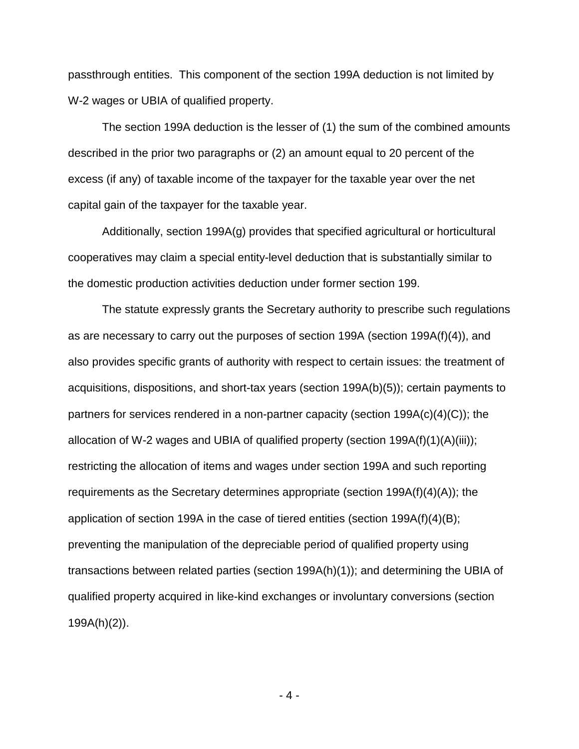passthrough entities. This component of the section 199A deduction is not limited by W-2 wages or UBIA of qualified property.

The section 199A deduction is the lesser of (1) the sum of the combined amounts described in the prior two paragraphs or (2) an amount equal to 20 percent of the excess (if any) of taxable income of the taxpayer for the taxable year over the net capital gain of the taxpayer for the taxable year.

Additionally, section 199A(g) provides that specified agricultural or horticultural cooperatives may claim a special entity-level deduction that is substantially similar to the domestic production activities deduction under former section 199.

The statute expressly grants the Secretary authority to prescribe such regulations as are necessary to carry out the purposes of section 199A (section 199A(f)(4)), and also provides specific grants of authority with respect to certain issues: the treatment of acquisitions, dispositions, and short-tax years (section 199A(b)(5)); certain payments to partners for services rendered in a non-partner capacity (section 199A(c)(4)(C)); the allocation of W-2 wages and UBIA of qualified property (section 199A(f)(1)(A)(iii)); restricting the allocation of items and wages under section 199A and such reporting requirements as the Secretary determines appropriate (section 199A(f)(4)(A)); the application of section 199A in the case of tiered entities (section 199A(f)(4)(B); preventing the manipulation of the depreciable period of qualified property using transactions between related parties (section 199A(h)(1)); and determining the UBIA of qualified property acquired in like-kind exchanges or involuntary conversions (section 199A(h)(2)).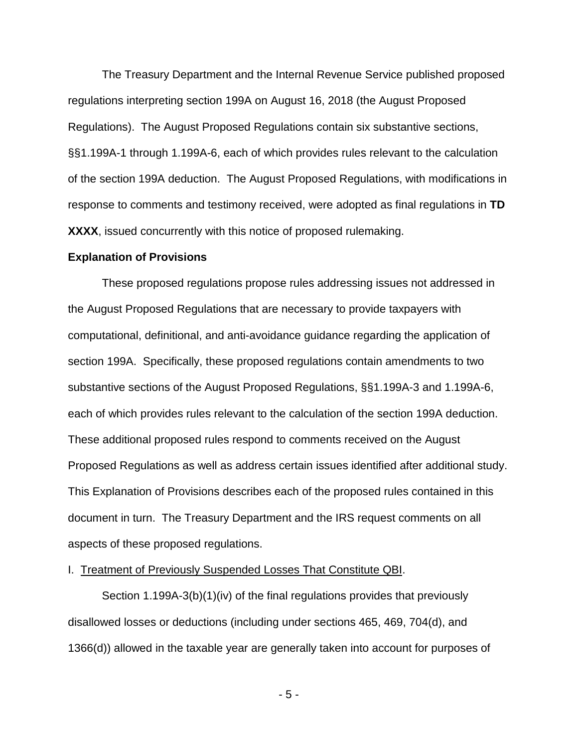The Treasury Department and the Internal Revenue Service published proposed regulations interpreting section 199A on August 16, 2018 (the August Proposed Regulations). The August Proposed Regulations contain six substantive sections, §§1.199A-1 through 1.199A-6, each of which provides rules relevant to the calculation of the section 199A deduction. The August Proposed Regulations, with modifications in response to comments and testimony received, were adopted as final regulations in **TD XXXX**, issued concurrently with this notice of proposed rulemaking.

**Explanation of Provisions**

These proposed regulations propose rules addressing issues not addressed in the August Proposed Regulations that are necessary to provide taxpayers with computational, definitional, and anti-avoidance guidance regarding the application of section 199A. Specifically, these proposed regulations contain amendments to two substantive sections of the August Proposed Regulations, §§1.199A-3 and 1.199A-6, each of which provides rules relevant to the calculation of the section 199A deduction. These additional proposed rules respond to comments received on the August Proposed Regulations as well as address certain issues identified after additional study. This Explanation of Provisions describes each of the proposed rules contained in this document in turn. The Treasury Department and the IRS request comments on all aspects of these proposed regulations.

I. Treatment of Previously Suspended Losses That Constitute QBI.

Section 1.199A-3(b)(1)(iv) of the final regulations provides that previously disallowed losses or deductions (including under sections 465, 469, 704(d), and 1366(d)) allowed in the taxable year are generally taken into account for purposes of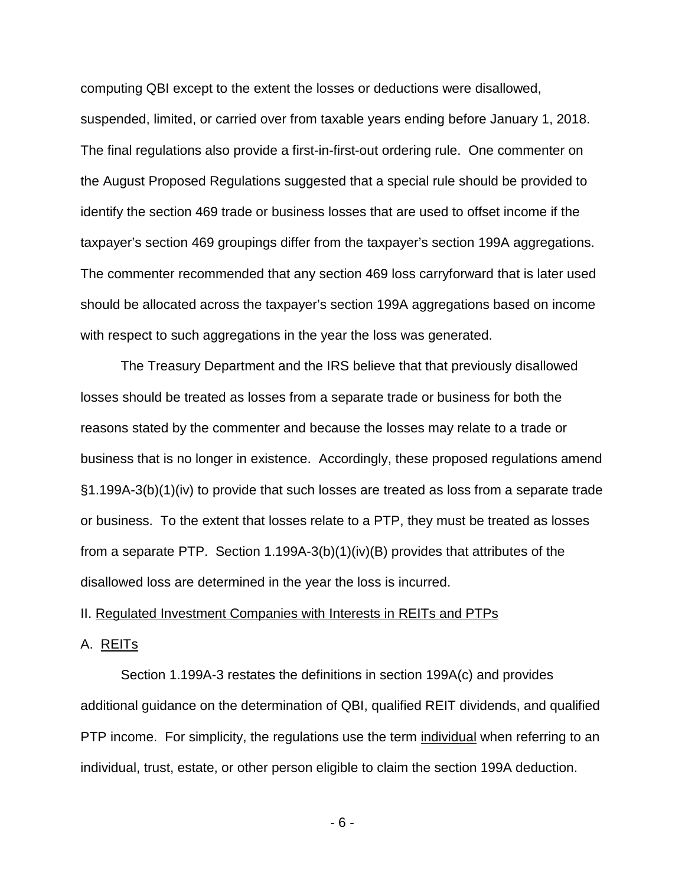computing QBI except to the extent the losses or deductions were disallowed, suspended, limited, or carried over from taxable years ending before January 1, 2018. The final regulations also provide a first-in-first-out ordering rule. One commenter on the August Proposed Regulations suggested that a special rule should be provided to identify the section 469 trade or business losses that are used to offset income if the taxpayer's section 469 groupings differ from the taxpayer's section 199A aggregations. The commenter recommended that any section 469 loss carryforward that is later used should be allocated across the taxpayer's section 199A aggregations based on income with respect to such aggregations in the year the loss was generated.

The Treasury Department and the IRS believe that that previously disallowed losses should be treated as losses from a separate trade or business for both the reasons stated by the commenter and because the losses may relate to a trade or business that is no longer in existence. Accordingly, these proposed regulations amend §1.199A-3(b)(1)(iv) to provide that such losses are treated as loss from a separate trade or business. To the extent that losses relate to a PTP, they must be treated as losses from a separate PTP. Section 1.199A-3(b)(1)(iv)(B) provides that attributes of the disallowed loss are determined in the year the loss is incurred.

## II. Regulated Investment Companies with Interests in REITs and PTPs

### A. REITs

Section 1.199A-3 restates the definitions in section 199A(c) and provides additional guidance on the determination of QBI, qualified REIT dividends, and qualified PTP income. For simplicity, the regulations use the term individual when referring to an individual, trust, estate, or other person eligible to claim the section 199A deduction.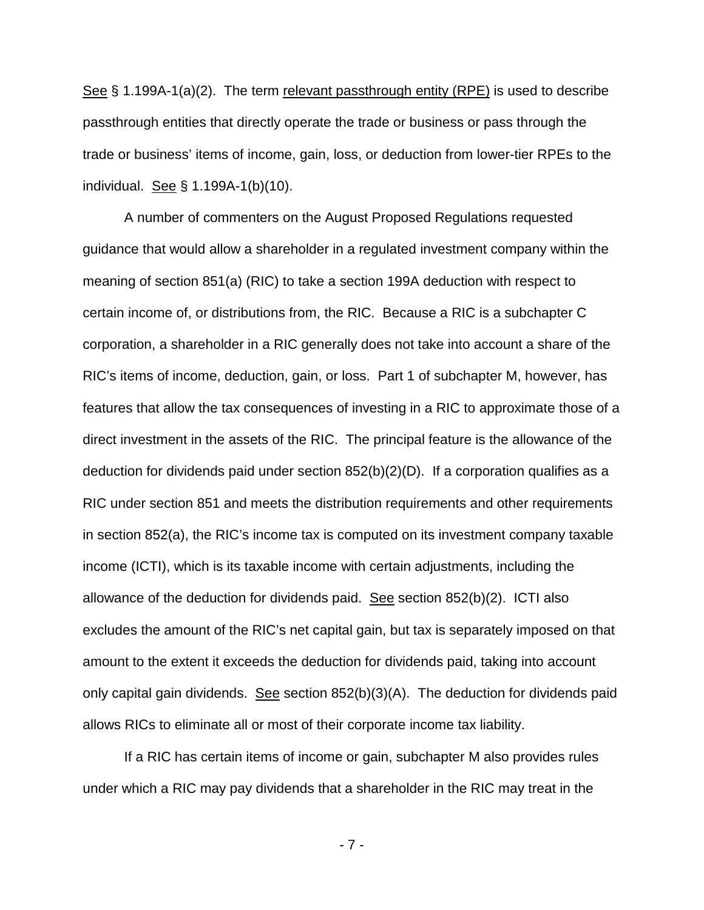See § 1.199A-1(a)(2). The term relevant passthrough entity (RPE) is used to describe passthrough entities that directly operate the trade or business or pass through the trade or business' items of income, gain, loss, or deduction from lower-tier RPEs to the individual. See § 1.199A-1(b)(10).

A number of commenters on the August Proposed Regulations requested guidance that would allow a shareholder in a regulated investment company within the meaning of section 851(a) (RIC) to take a section 199A deduction with respect to certain income of, or distributions from, the RIC. Because a RIC is a subchapter C corporation, a shareholder in a RIC generally does not take into account a share of the RIC's items of income, deduction, gain, or loss. Part 1 of subchapter M, however, has features that allow the tax consequences of investing in a RIC to approximate those of a direct investment in the assets of the RIC. The principal feature is the allowance of the deduction for dividends paid under section 852(b)(2)(D). If a corporation qualifies as a RIC under section 851 and meets the distribution requirements and other requirements in section 852(a), the RIC's income tax is computed on its investment company taxable income (ICTI), which is its taxable income with certain adjustments, including the allowance of the deduction for dividends paid. See section 852(b)(2). ICTI also excludes the amount of the RIC's net capital gain, but tax is separately imposed on that amount to the extent it exceeds the deduction for dividends paid, taking into account only capital gain dividends. See section 852(b)(3)(A). The deduction for dividends paid allows RICs to eliminate all or most of their corporate income tax liability.

If a RIC has certain items of income or gain, subchapter M also provides rules under which a RIC may pay dividends that a shareholder in the RIC may treat in the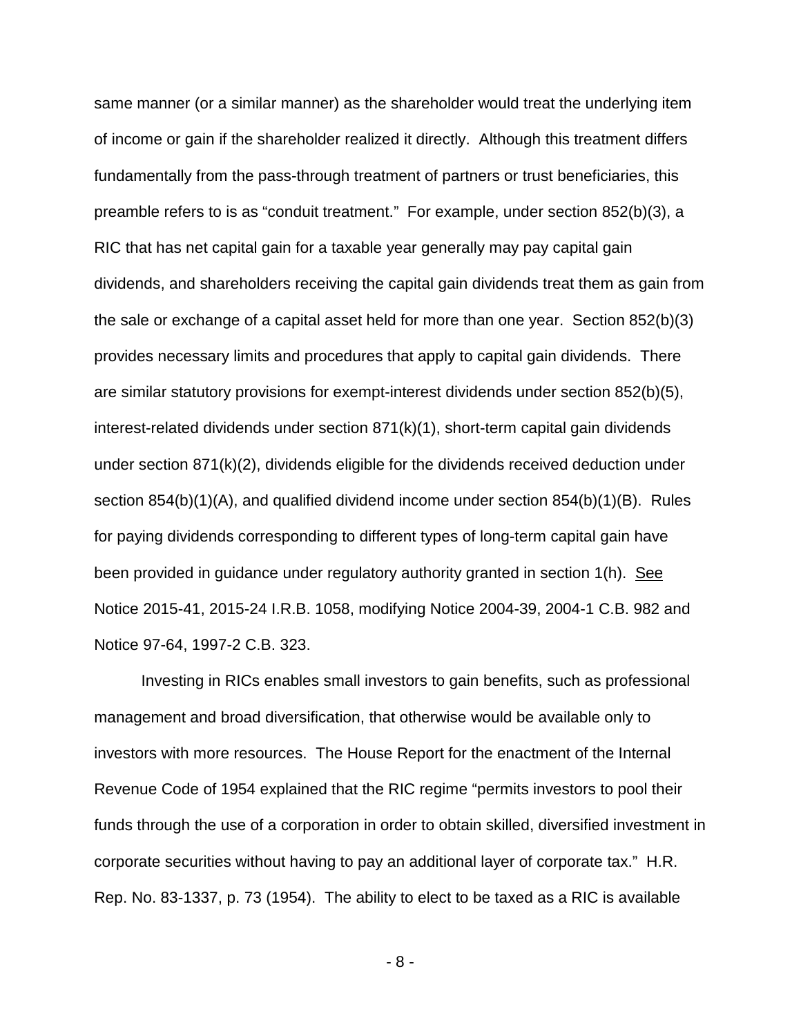same manner (or a similar manner) as the shareholder would treat the underlying item of income or gain if the shareholder realized it directly. Although this treatment differs fundamentally from the pass-through treatment of partners or trust beneficiaries, this preamble refers to is as "conduit treatment." For example, under section 852(b)(3), a RIC that has net capital gain for a taxable year generally may pay capital gain dividends, and shareholders receiving the capital gain dividends treat them as gain from the sale or exchange of a capital asset held for more than one year. Section 852(b)(3) provides necessary limits and procedures that apply to capital gain dividends. There are similar statutory provisions for exempt-interest dividends under section 852(b)(5), interest-related dividends under section 871(k)(1), short-term capital gain dividends under section 871(k)(2), dividends eligible for the dividends received deduction under section 854(b)(1)(A), and qualified dividend income under section 854(b)(1)(B). Rules for paying dividends corresponding to different types of long-term capital gain have been provided in guidance under regulatory authority granted in section 1(h). See Notice 2015-41, 2015-24 I.R.B. 1058, modifying Notice 2004-39, 2004-1 C.B. 982 and Notice 97-64, 1997-2 C.B. 323.

Investing in RICs enables small investors to gain benefits, such as professional management and broad diversification, that otherwise would be available only to investors with more resources. The House Report for the enactment of the Internal Revenue Code of 1954 explained that the RIC regime "permits investors to pool their funds through the use of a corporation in order to obtain skilled, diversified investment in corporate securities without having to pay an additional layer of corporate tax." H.R. Rep. No. 83-1337, p. 73 (1954). The ability to elect to be taxed as a RIC is available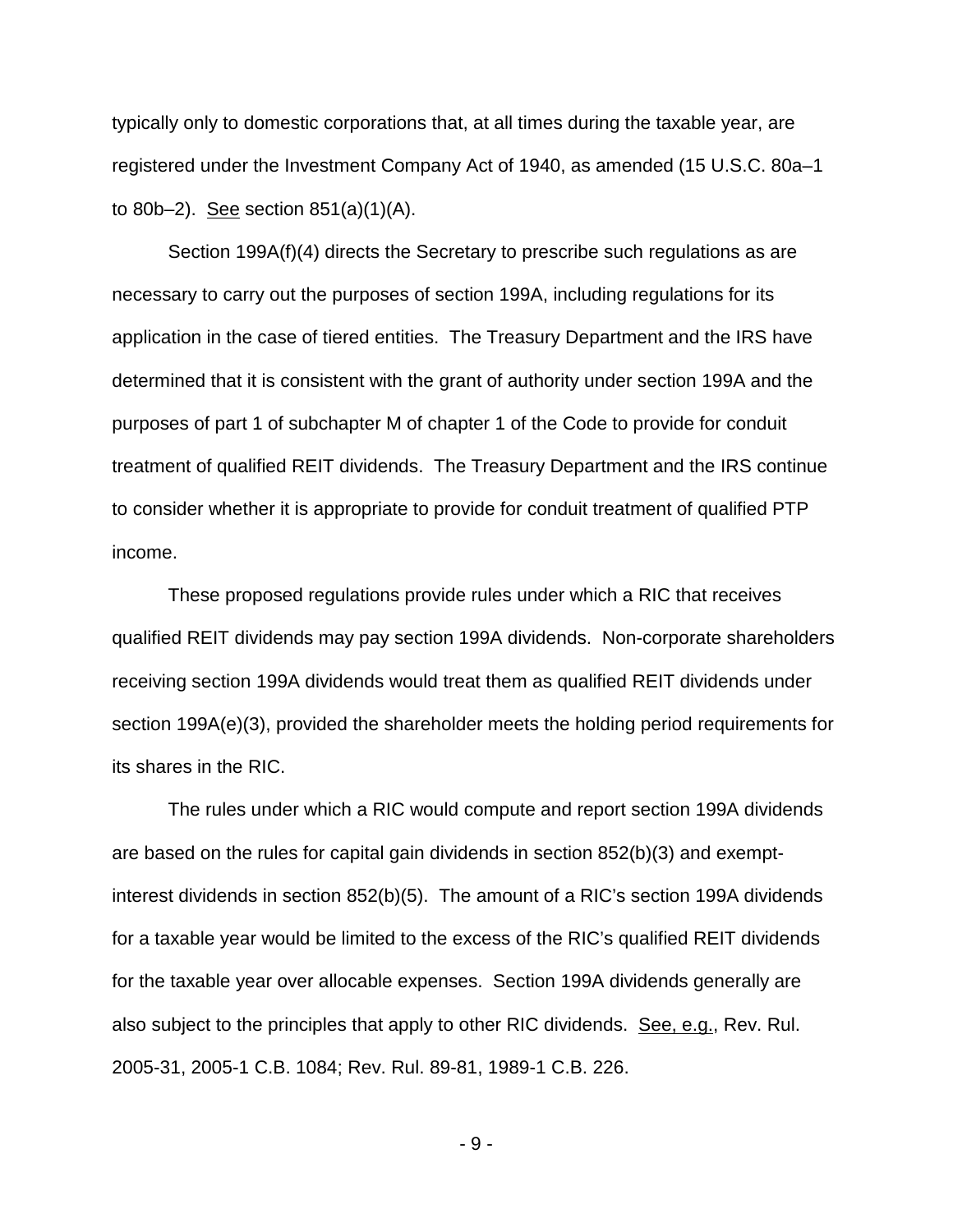typically only to domestic corporations that, at all times during the taxable year, are registered under the Investment Company Act of 1940, as amended (15 U.S.C. 80a–1 to 80b–2). See section 851(a)(1)(A).

Section 199A(f)(4) directs the Secretary to prescribe such regulations as are necessary to carry out the purposes of section 199A, including regulations for its application in the case of tiered entities. The Treasury Department and the IRS have determined that it is consistent with the grant of authority under section 199A and the purposes of part 1 of subchapter M of chapter 1 of the Code to provide for conduit treatment of qualified REIT dividends. The Treasury Department and the IRS continue to consider whether it is appropriate to provide for conduit treatment of qualified PTP income.

These proposed regulations provide rules under which a RIC that receives qualified REIT dividends may pay section 199A dividends. Non-corporate shareholders receiving section 199A dividends would treat them as qualified REIT dividends under section 199A(e)(3), provided the shareholder meets the holding period requirements for its shares in the RIC.

The rules under which a RIC would compute and report section 199A dividends are based on the rules for capital gain dividends in section 852(b)(3) and exempt-interest dividends in section 852(b)(5). The amount of a RIC's section 199A dividends for a taxable year would be limited to the excess of the RIC's qualified REIT dividends for the taxable year over allocable expenses. Section 199A dividends generally are also subject to the principles that apply to other RIC dividends. See, e.g., Rev. Rul. 2005-31, 2005-1 C.B. 1084; Rev. Rul. 89-81, 1989-1 C.B. 226.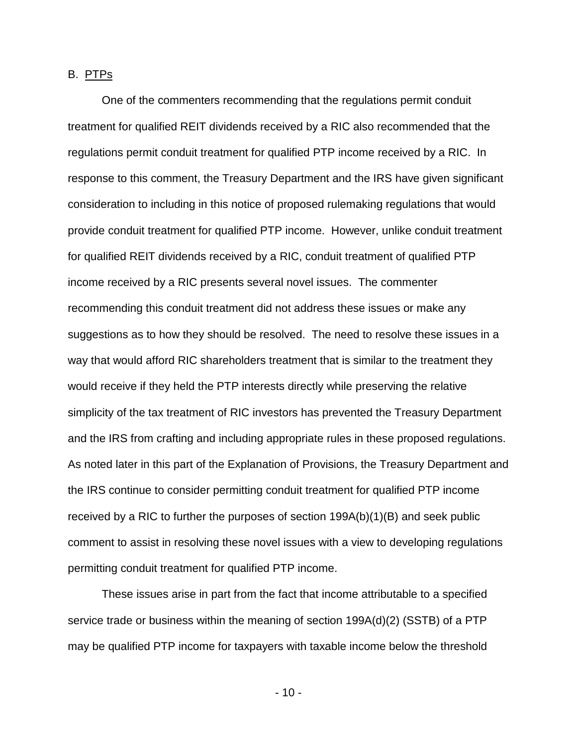B. PTPs

One of the commenters recommending that the regulations permit conduit treatment for qualified REIT dividends received by a RIC also recommended that the regulations permit conduit treatment for qualified PTP income received by a RIC. In response to this comment, the Treasury Department and the IRS have given significant consideration to including in this notice of proposed rulemaking regulations that would provide conduit treatment for qualified PTP income. However, unlike conduit treatment for qualified REIT dividends received by a RIC, conduit treatment of qualified PTP income received by a RIC presents several novel issues. The commenter recommending this conduit treatment did not address these issues or make any suggestions as to how they should be resolved. The need to resolve these issues in a way that would afford RIC shareholders treatment that is similar to the treatment they would receive if they held the PTP interests directly while preserving the relative simplicity of the tax treatment of RIC investors has prevented the Treasury Department and the IRS from crafting and including appropriate rules in these proposed regulations. As noted later in this part of the Explanation of Provisions, the Treasury Department and the IRS continue to consider permitting conduit treatment for qualified PTP income received by a RIC to further the purposes of section 199A(b)(1)(B) and seek public comment to assist in resolving these novel issues with a view to developing regulations permitting conduit treatment for qualified PTP income.

These issues arise in part from the fact that income attributable to a specified service trade or business within the meaning of section 199A(d)(2) (SSTB) of a PTP may be qualified PTP income for taxpayers with taxable income below the threshold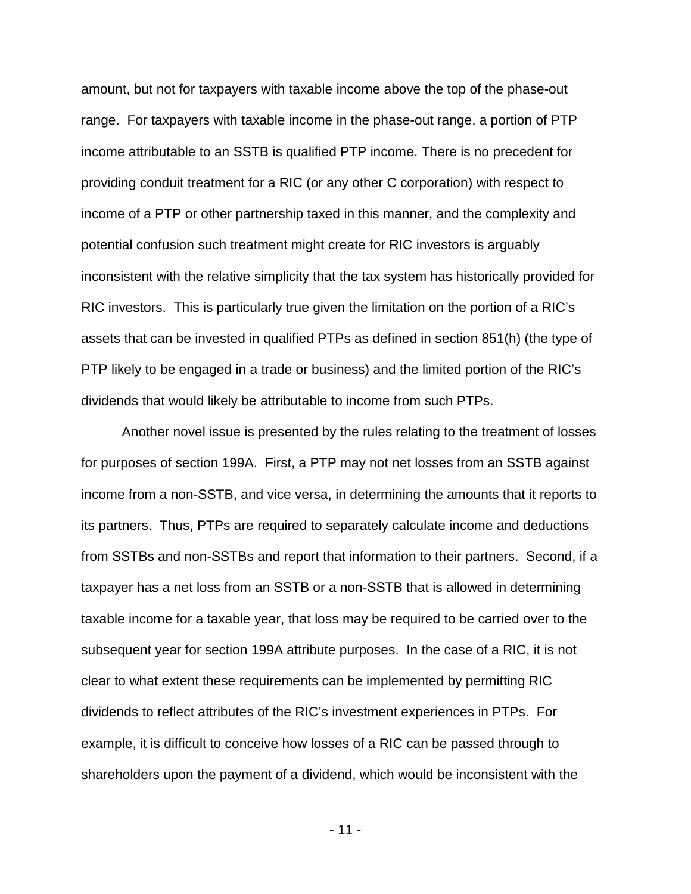amount, but not for taxpayers with taxable income above the top of the phase-out range. For taxpayers with taxable income in the phase-out range, a portion of PTP income attributable to an SSTB is qualified PTP income. There is no precedent for providing conduit treatment for a RIC (or any other C corporation) with respect to income of a PTP or other partnership taxed in this manner, and the complexity and potential confusion such treatment might create for RIC investors is arguably inconsistent with the relative simplicity that the tax system has historically provided for RIC investors. This is particularly true given the limitation on the portion of a RIC's assets that can be invested in qualified PTPs as defined in section 851(h) (the type of PTP likely to be engaged in a trade or business) and the limited portion of the RIC's dividends that would likely be attributable to income from such PTPs.

Another novel issue is presented by the rules relating to the treatment of losses for purposes of section 199A. First, a PTP may not net losses from an SSTB against income from a non-SSTB, and vice versa, in determining the amounts that it reports to its partners. Thus, PTPs are required to separately calculate income and deductions from SSTBs and non-SSTBs and report that information to their partners. Second, if a taxpayer has a net loss from an SSTB or a non-SSTB that is allowed in determining taxable income for a taxable year, that loss may be required to be carried over to the subsequent year for section 199A attribute purposes. In the case of a RIC, it is not clear to what extent these requirements can be implemented by permitting RIC dividends to reflect attributes of the RIC's investment experiences in PTPs. For example, it is difficult to conceive how losses of a RIC can be passed through to shareholders upon the payment of a dividend, which would be inconsistent with the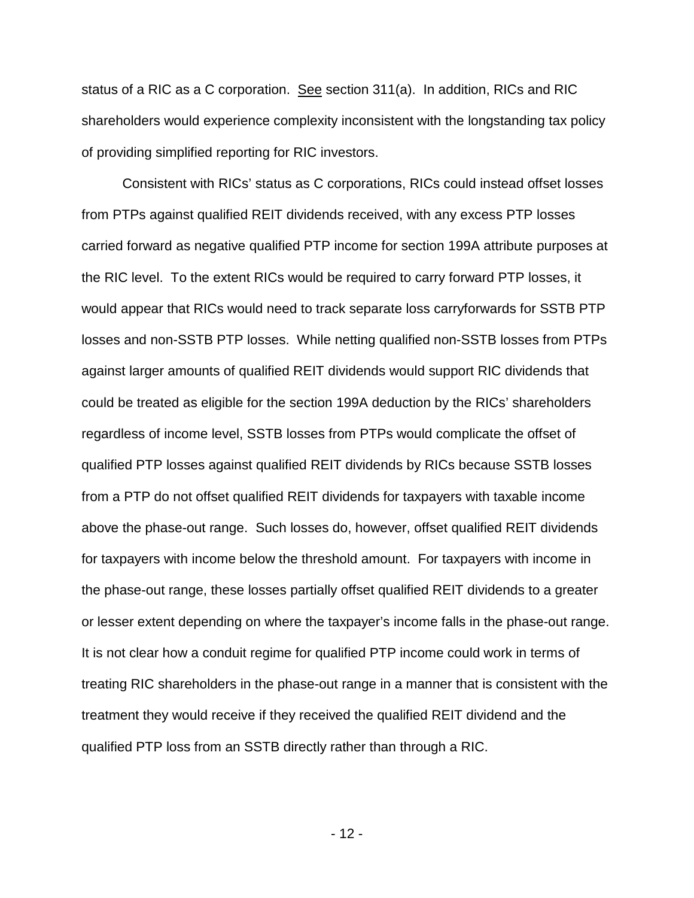status of a RIC as a C corporation. See section 311(a). In addition, RICs and RIC shareholders would experience complexity inconsistent with the longstanding tax policy of providing simplified reporting for RIC investors.

Consistent with RICs' status as C corporations, RICs could instead offset losses from PTPs against qualified REIT dividends received, with any excess PTP losses carried forward as negative qualified PTP income for section 199A attribute purposes at the RIC level. To the extent RICs would be required to carry forward PTP losses, it would appear that RICs would need to track separate loss carryforwards for SSTB PTP losses and non-SSTB PTP losses. While netting qualified non-SSTB losses from PTPs against larger amounts of qualified REIT dividends would support RIC dividends that could be treated as eligible for the section 199A deduction by the RICs' shareholders regardless of income level, SSTB losses from PTPs would complicate the offset of qualified PTP losses against qualified REIT dividends by RICs because SSTB losses from a PTP do not offset qualified REIT dividends for taxpayers with taxable income above the phase-out range. Such losses do, however, offset qualified REIT dividends for taxpayers with income below the threshold amount. For taxpayers with income in the phase-out range, these losses partially offset qualified REIT dividends to a greater or lesser extent depending on where the taxpayer's income falls in the phase-out range. It is not clear how a conduit regime for qualified PTP income could work in terms of treating RIC shareholders in the phase-out range in a manner that is consistent with the treatment they would receive if they received the qualified REIT dividend and the qualified PTP loss from an SSTB directly rather than through a RIC.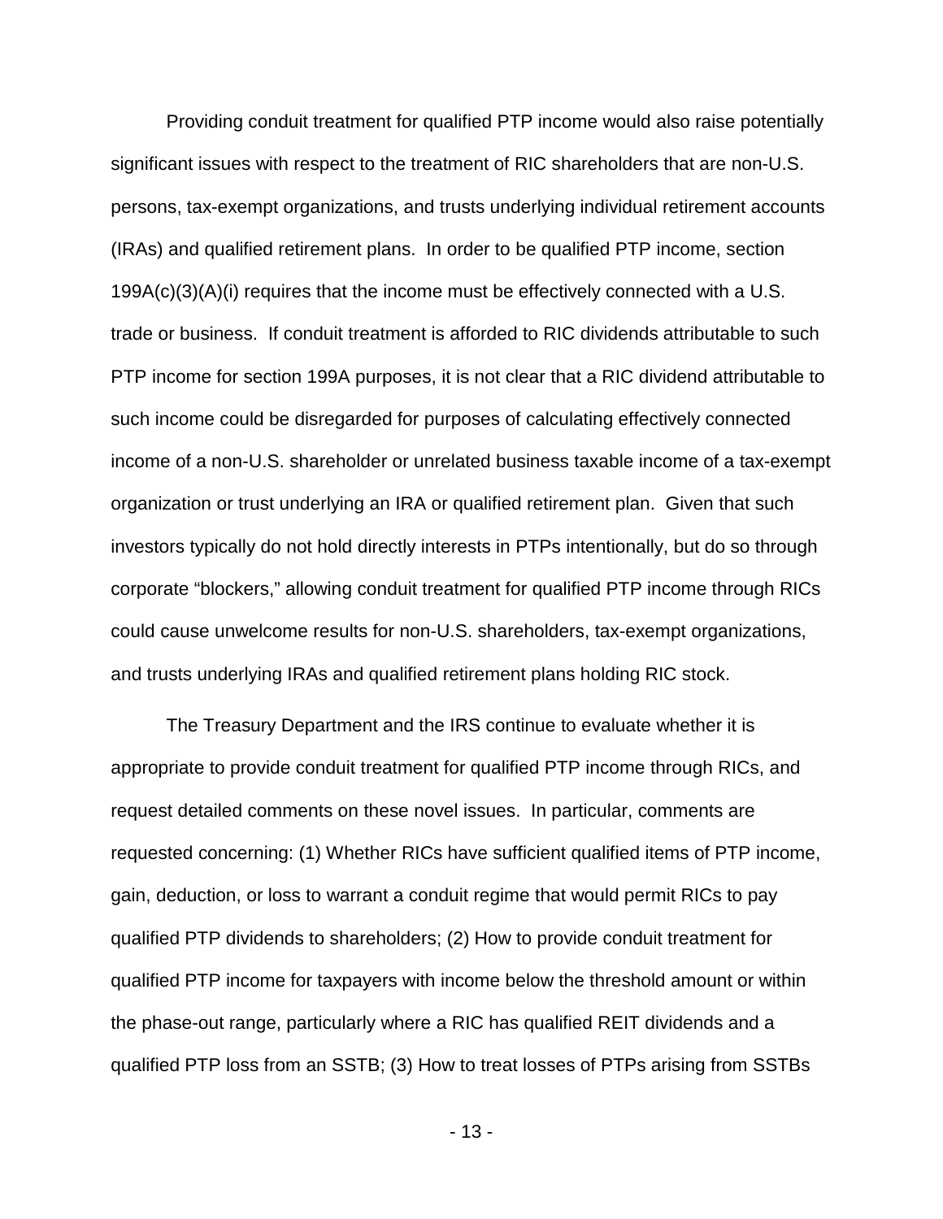Providing conduit treatment for qualified PTP income would also raise potentially significant issues with respect to the treatment of RIC shareholders that are non-U.S. persons, tax-exempt organizations, and trusts underlying individual retirement accounts (IRAs) and qualified retirement plans. In order to be qualified PTP income, section 199A(c)(3)(A)(i) requires that the income must be effectively connected with a U.S. trade or business. If conduit treatment is afforded to RIC dividends attributable to such PTP income for section 199A purposes, it is not clear that a RIC dividend attributable to such income could be disregarded for purposes of calculating effectively connected income of a non-U.S. shareholder or unrelated business taxable income of a tax-exempt organization or trust underlying an IRA or qualified retirement plan. Given that such investors typically do not hold directly interests in PTPs intentionally, but do so through corporate "blockers," allowing conduit treatment for qualified PTP income through RICs could cause unwelcome results for non-U.S. shareholders, tax-exempt organizations, and trusts underlying IRAs and qualified retirement plans holding RIC stock.

The Treasury Department and the IRS continue to evaluate whether it is appropriate to provide conduit treatment for qualified PTP income through RICs, and request detailed comments on these novel issues. In particular, comments are requested concerning: (1) Whether RICs have sufficient qualified items of PTP income, gain, deduction, or loss to warrant a conduit regime that would permit RICs to pay qualified PTP dividends to shareholders; (2) How to provide conduit treatment for qualified PTP income for taxpayers with income below the threshold amount or within the phase-out range, particularly where a RIC has qualified REIT dividends and a qualified PTP loss from an SSTB; (3) How to treat losses of PTPs arising from SSTBs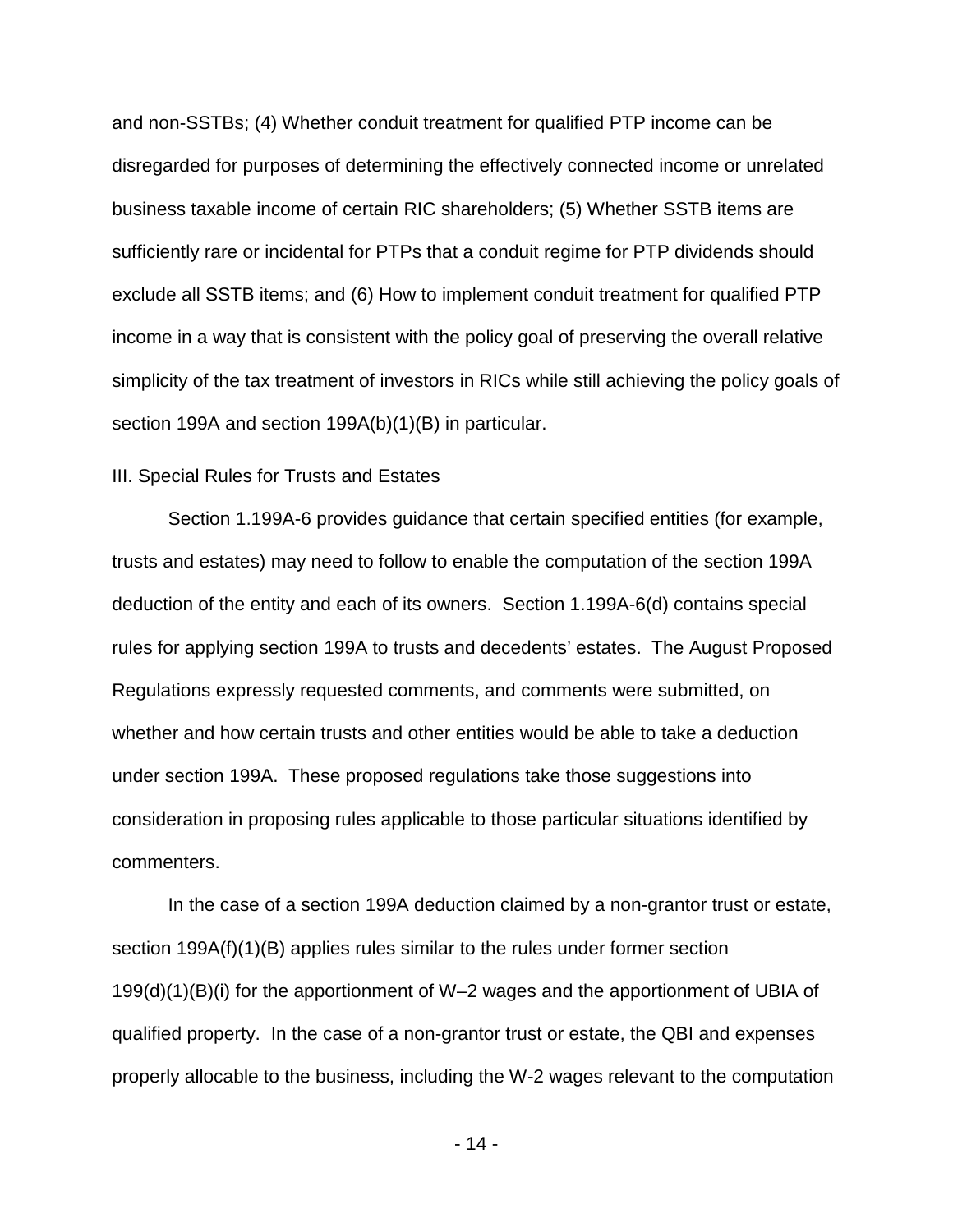and non-SSTBs; (4) Whether conduit treatment for qualified PTP income can be disregarded for purposes of determining the effectively connected income or unrelated business taxable income of certain RIC shareholders; (5) Whether SSTB items are sufficiently rare or incidental for PTPs that a conduit regime for PTP dividends should exclude all SSTB items; and (6) How to implement conduit treatment for qualified PTP income in a way that is consistent with the policy goal of preserving the overall relative simplicity of the tax treatment of investors in RICs while still achieving the policy goals of section 199A and section 199A(b)(1)(B) in particular.

III. Special Rules for Trusts and Estates

Section 1.199A-6 provides guidance that certain specified entities (for example, trusts and estates) may need to follow to enable the computation of the section 199A deduction of the entity and each of its owners. Section 1.199A-6(d) contains special rules for applying section 199A to trusts and decedents' estates. The August Proposed Regulations expressly requested comments, and comments were submitted, on whether and how certain trusts and other entities would be able to take a deduction under section 199A. These proposed regulations take those suggestions into consideration in proposing rules applicable to those particular situations identified by commenters.

In the case of a section 199A deduction claimed by a non-grantor trust or estate, section 199A(f)(1)(B) applies rules similar to the rules under former section 199(d)(1)(B)(i) for the apportionment of W–2 wages and the apportionment of UBIA of qualified property. In the case of a non-grantor trust or estate, the QBI and expenses properly allocable to the business, including the W-2 wages relevant to the computation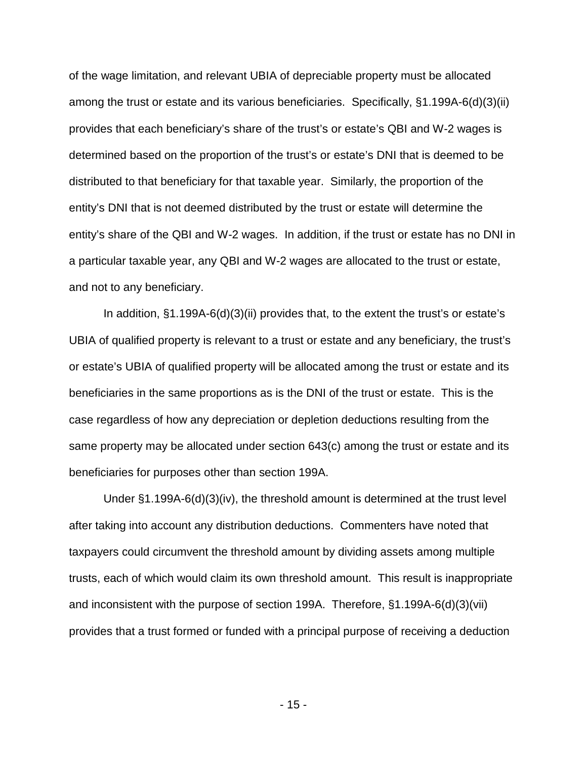of the wage limitation, and relevant UBIA of depreciable property must be allocated among the trust or estate and its various beneficiaries. Specifically, §1.199A-6(d)(3)(ii) provides that each beneficiary's share of the trust's or estate's QBI and W-2 wages is determined based on the proportion of the trust's or estate's DNI that is deemed to be distributed to that beneficiary for that taxable year. Similarly, the proportion of the entity's DNI that is not deemed distributed by the trust or estate will determine the entity's share of the QBI and W-2 wages. In addition, if the trust or estate has no DNI in a particular taxable year, any QBI and W-2 wages are allocated to the trust or estate, and not to any beneficiary.

In addition, §1.199A-6(d)(3)(ii) provides that, to the extent the trust's or estate's UBIA of qualified property is relevant to a trust or estate and any beneficiary, the trust's or estate's UBIA of qualified property will be allocated among the trust or estate and its beneficiaries in the same proportions as is the DNI of the trust or estate. This is the case regardless of how any depreciation or depletion deductions resulting from the same property may be allocated under section 643(c) among the trust or estate and its beneficiaries for purposes other than section 199A.

Under §1.199A-6(d)(3)(iv), the threshold amount is determined at the trust level after taking into account any distribution deductions. Commenters have noted that taxpayers could circumvent the threshold amount by dividing assets among multiple trusts, each of which would claim its own threshold amount. This result is inappropriate and inconsistent with the purpose of section 199A. Therefore, §1.199A-6(d)(3)(vii) provides that a trust formed or funded with a principal purpose of receiving a deduction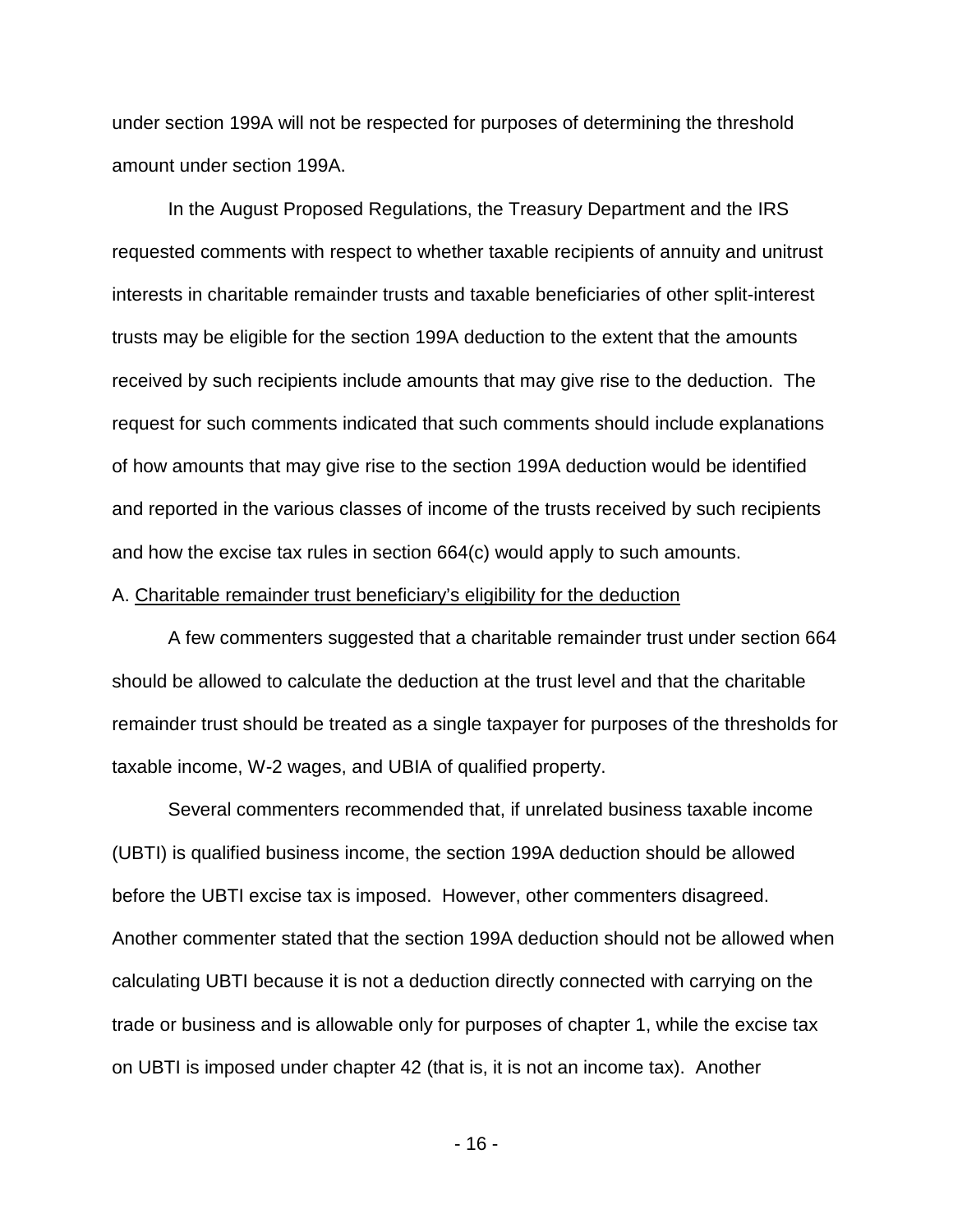under section 199A will not be respected for purposes of determining the threshold amount under section 199A.

In the August Proposed Regulations, the Treasury Department and the IRS requested comments with respect to whether taxable recipients of annuity and unitrust interests in charitable remainder trusts and taxable beneficiaries of other split-interest trusts may be eligible for the section 199A deduction to the extent that the amounts received by such recipients include amounts that may give rise to the deduction. The request for such comments indicated that such comments should include explanations of how amounts that may give rise to the section 199A deduction would be identified and reported in the various classes of income of the trusts received by such recipients and how the excise tax rules in section 664(c) would apply to such amounts.

A. Charitable remainder trust beneficiary's eligibility for the deduction

A few commenters suggested that a charitable remainder trust under section 664 should be allowed to calculate the deduction at the trust level and that the charitable remainder trust should be treated as a single taxpayer for purposes of the thresholds for taxable income, W-2 wages, and UBIA of qualified property.

Several commenters recommended that, if unrelated business taxable income (UBTI) is qualified business income, the section 199A deduction should be allowed before the UBTI excise tax is imposed. However, other commenters disagreed. Another commenter stated that the section 199A deduction should not be allowed when calculating UBTI because it is not a deduction directly connected with carrying on the trade or business and is allowable only for purposes of chapter 1, while the excise tax on UBTI is imposed under chapter 42 (that is, it is not an income tax). Another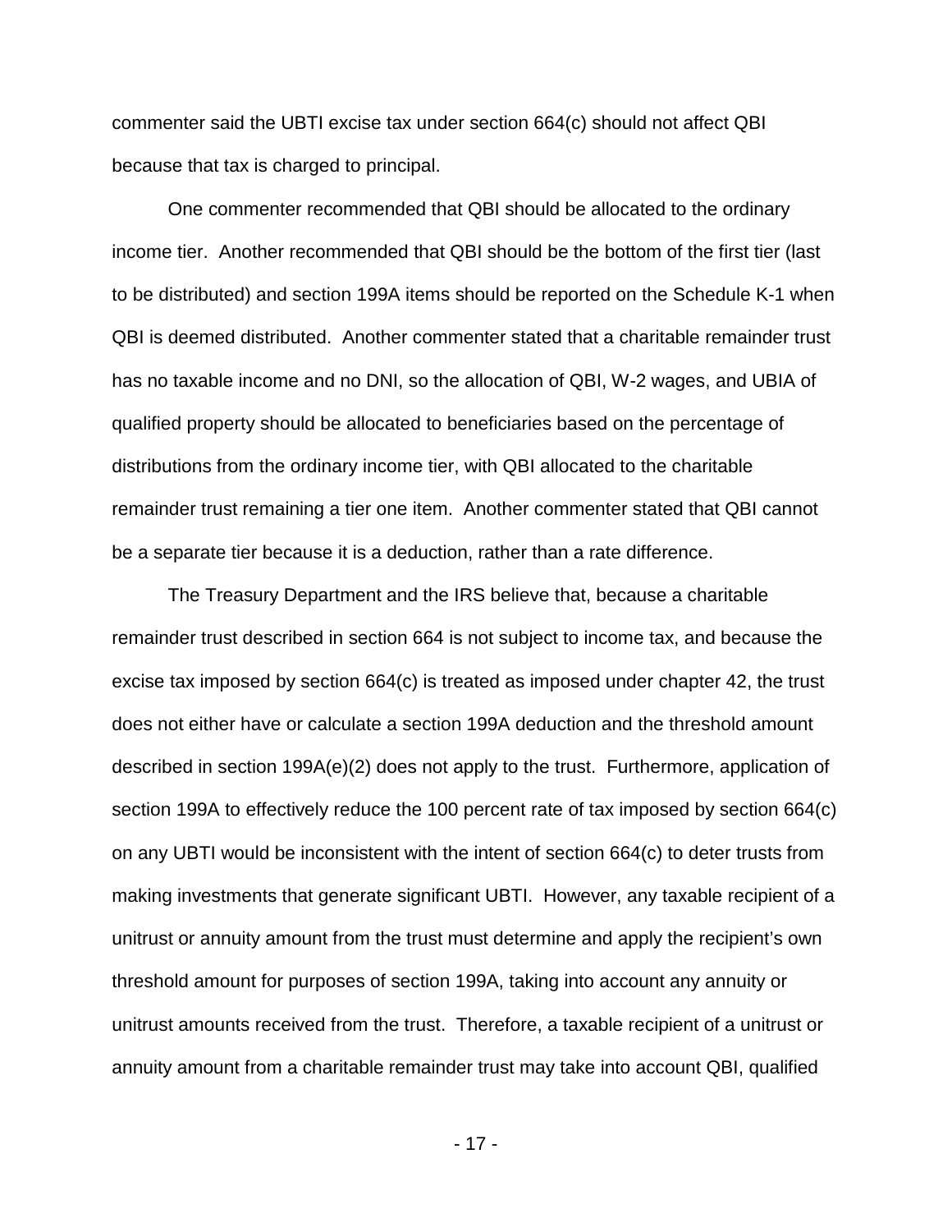commenter said the UBTI excise tax under section 664(c) should not affect QBI because that tax is charged to principal.

One commenter recommended that QBI should be allocated to the ordinary income tier. Another recommended that QBI should be the bottom of the first tier (last to be distributed) and section 199A items should be reported on the Schedule K-1 when QBI is deemed distributed. Another commenter stated that a charitable remainder trust has no taxable income and no DNI, so the allocation of QBI, W-2 wages, and UBIA of qualified property should be allocated to beneficiaries based on the percentage of distributions from the ordinary income tier, with QBI allocated to the charitable remainder trust remaining a tier one item. Another commenter stated that QBI cannot be a separate tier because it is a deduction, rather than a rate difference.

The Treasury Department and the IRS believe that, because a charitable remainder trust described in section 664 is not subject to income tax, and because the excise tax imposed by section 664(c) is treated as imposed under chapter 42, the trust does not either have or calculate a section 199A deduction and the threshold amount described in section 199A(e)(2) does not apply to the trust. Furthermore, application of section 199A to effectively reduce the 100 percent rate of tax imposed by section 664(c) on any UBTI would be inconsistent with the intent of section 664(c) to deter trusts from making investments that generate significant UBTI. However, any taxable recipient of a unitrust or annuity amount from the trust must determine and apply the recipient's own threshold amount for purposes of section 199A, taking into account any annuity or unitrust amounts received from the trust. Therefore, a taxable recipient of a unitrust or annuity amount from a charitable remainder trust may take into account QBI, qualified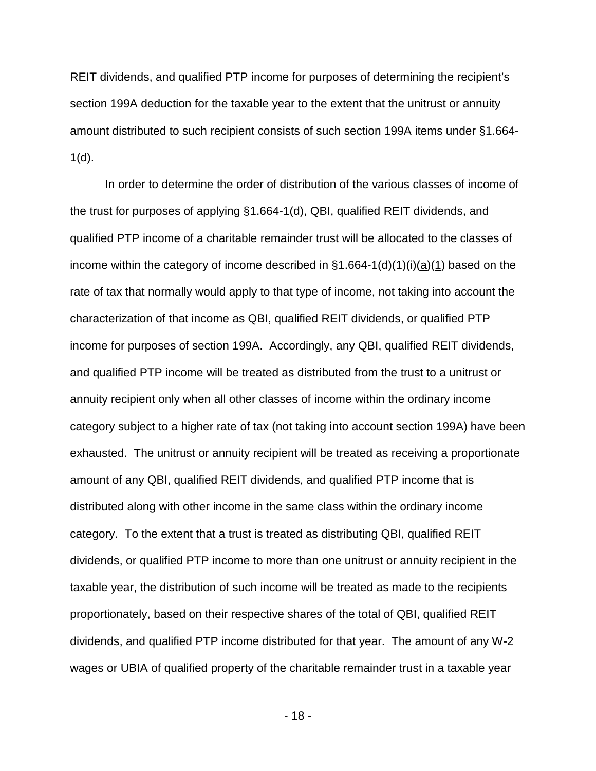REIT dividends, and qualified PTP income for purposes of determining the recipient's section 199A deduction for the taxable year to the extent that the unitrust or annuity amount distributed to such recipient consists of such section 199A items under §1.664-1(d).

In order to determine the order of distribution of the various classes of income of the trust for purposes of applying §1.664-1(d), QBI, qualified REIT dividends, and qualified PTP income of a charitable remainder trust will be allocated to the classes of income within the category of income described in §1.664-1(d)(1)(i)(a)(1) based on the rate of tax that normally would apply to that type of income, not taking into account the characterization of that income as QBI, qualified REIT dividends, or qualified PTP income for purposes of section 199A. Accordingly, any QBI, qualified REIT dividends, and qualified PTP income will be treated as distributed from the trust to a unitrust or annuity recipient only when all other classes of income within the ordinary income category subject to a higher rate of tax (not taking into account section 199A) have been exhausted. The unitrust or annuity recipient will be treated as receiving a proportionate amount of any QBI, qualified REIT dividends, and qualified PTP income that is distributed along with other income in the same class within the ordinary income category. To the extent that a trust is treated as distributing QBI, qualified REIT dividends, or qualified PTP income to more than one unitrust or annuity recipient in the taxable year, the distribution of such income will be treated as made to the recipients proportionately, based on their respective shares of the total of QBI, qualified REIT dividends, and qualified PTP income distributed for that year. The amount of any W-2 wages or UBIA of qualified property of the charitable remainder trust in a taxable year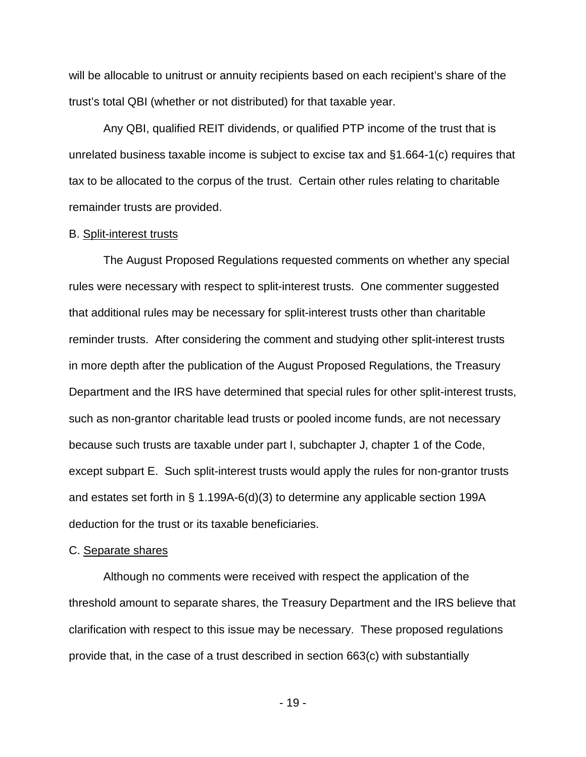will be allocable to unitrust or annuity recipients based on each recipient's share of the trust's total QBI (whether or not distributed) for that taxable year.

Any QBI, qualified REIT dividends, or qualified PTP income of the trust that is unrelated business taxable income is subject to excise tax and §1.664-1(c) requires that tax to be allocated to the corpus of the trust. Certain other rules relating to charitable remainder trusts are provided.

B. Split-interest trusts

The August Proposed Regulations requested comments on whether any special rules were necessary with respect to split-interest trusts. One commenter suggested that additional rules may be necessary for split-interest trusts other than charitable reminder trusts. After considering the comment and studying other split-interest trusts in more depth after the publication of the August Proposed Regulations, the Treasury Department and the IRS have determined that special rules for other split-interest trusts, such as non-grantor charitable lead trusts or pooled income funds, are not necessary because such trusts are taxable under part I, subchapter J, chapter 1 of the Code, except subpart E. Such split-interest trusts would apply the rules for non-grantor trusts and estates set forth in § 1.199A-6(d)(3) to determine any applicable section 199A deduction for the trust or its taxable beneficiaries.

C. Separate shares

Although no comments were received with respect the application of the threshold amount to separate shares, the Treasury Department and the IRS believe that clarification with respect to this issue may be necessary. These proposed regulations provide that, in the case of a trust described in section 663(c) with substantially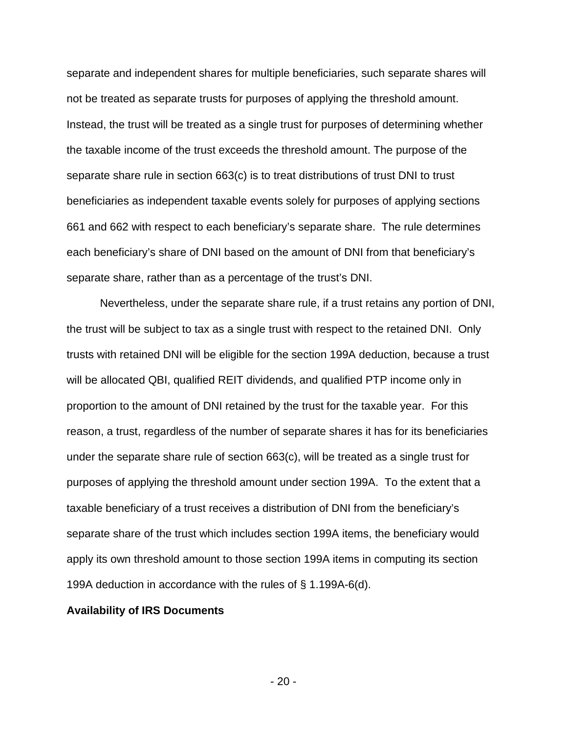separate and independent shares for multiple beneficiaries, such separate shares will not be treated as separate trusts for purposes of applying the threshold amount. Instead, the trust will be treated as a single trust for purposes of determining whether the taxable income of the trust exceeds the threshold amount. The purpose of the separate share rule in section 663(c) is to treat distributions of trust DNI to trust beneficiaries as independent taxable events solely for purposes of applying sections 661 and 662 with respect to each beneficiary's separate share. The rule determines each beneficiary's share of DNI based on the amount of DNI from that beneficiary's separate share, rather than as a percentage of the trust's DNI.

Nevertheless, under the separate share rule, if a trust retains any portion of DNI, the trust will be subject to tax as a single trust with respect to the retained DNI. Only trusts with retained DNI will be eligible for the section 199A deduction, because a trust will be allocated QBI, qualified REIT dividends, and qualified PTP income only in proportion to the amount of DNI retained by the trust for the taxable year. For this reason, a trust, regardless of the number of separate shares it has for its beneficiaries under the separate share rule of section 663(c), will be treated as a single trust for purposes of applying the threshold amount under section 199A. To the extent that a taxable beneficiary of a trust receives a distribution of DNI from the beneficiary's separate share of the trust which includes section 199A items, the beneficiary would apply its own threshold amount to those section 199A items in computing its section 199A deduction in accordance with the rules of § 1.199A-6(d).

**Availability of IRS Documents**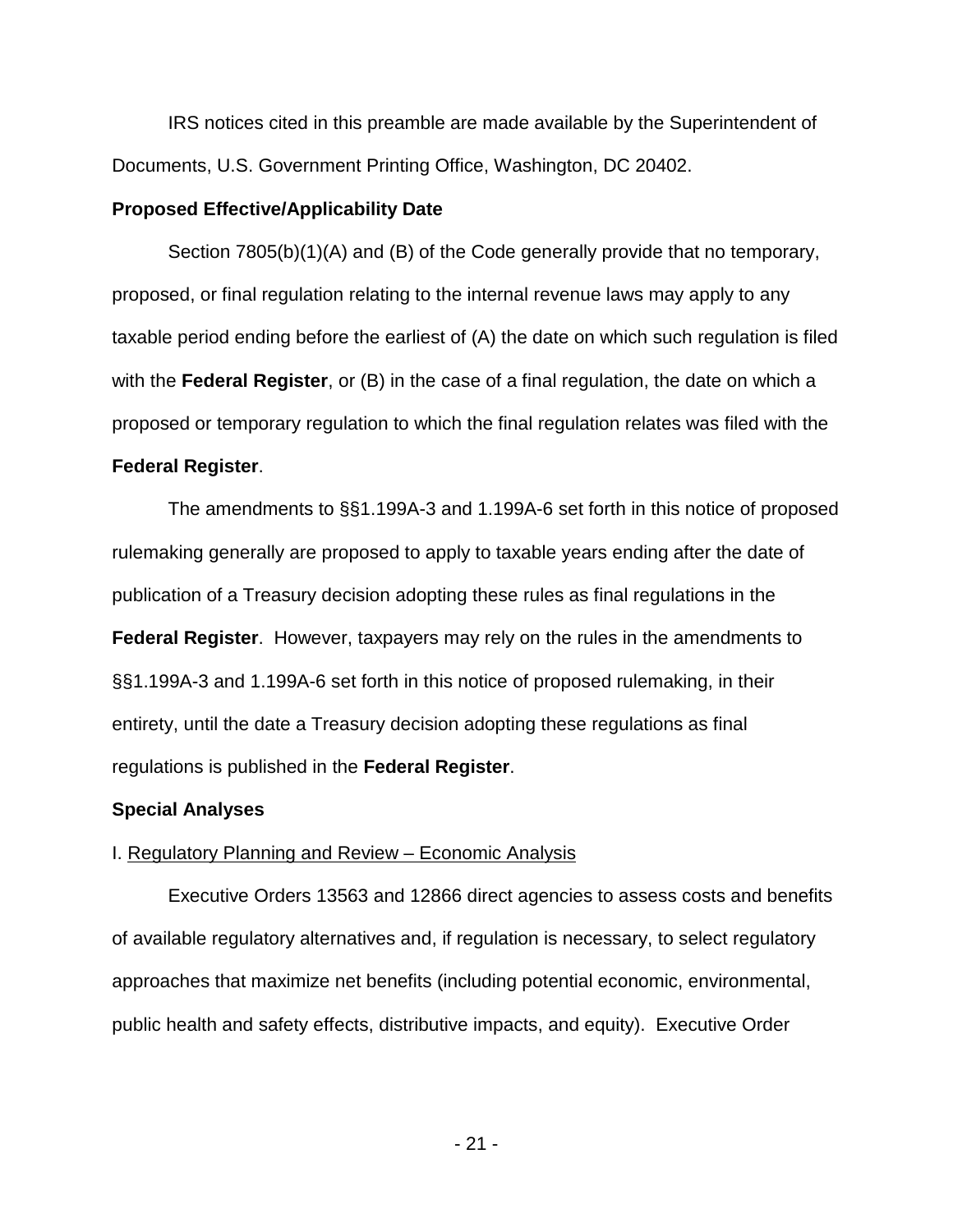IRS notices cited in this preamble are made available by the Superintendent of Documents, U.S. Government Printing Office, Washington, DC 20402.

**Proposed Effective/Applicability Date**

Section 7805(b)(1)(A) and (B) of the Code generally provide that no temporary, proposed, or final regulation relating to the internal revenue laws may apply to any taxable period ending before the earliest of (A) the date on which such regulation is filed with the **Federal Register**, or (B) in the case of a final regulation, the date on which a proposed or temporary regulation to which the final regulation relates was filed with the **Federal Register**.

The amendments to §§1.199A-3 and 1.199A-6 set forth in this notice of proposed rulemaking generally are proposed to apply to taxable years ending after the date of publication of a Treasury decision adopting these rules as final regulations in the **Federal Register**. However, taxpayers may rely on the rules in the amendments to §§1.199A-3 and 1.199A-6 set forth in this notice of proposed rulemaking, in their entirety, until the date a Treasury decision adopting these regulations as final regulations is published in the **Federal Register**.

**Special Analyses**

I. Regulatory Planning and Review – Economic Analysis

Executive Orders 13563 and 12866 direct agencies to assess costs and benefits of available regulatory alternatives and, if regulation is necessary, to select regulatory approaches that maximize net benefits (including potential economic, environmental, public health and safety effects, distributive impacts, and equity). Executive Order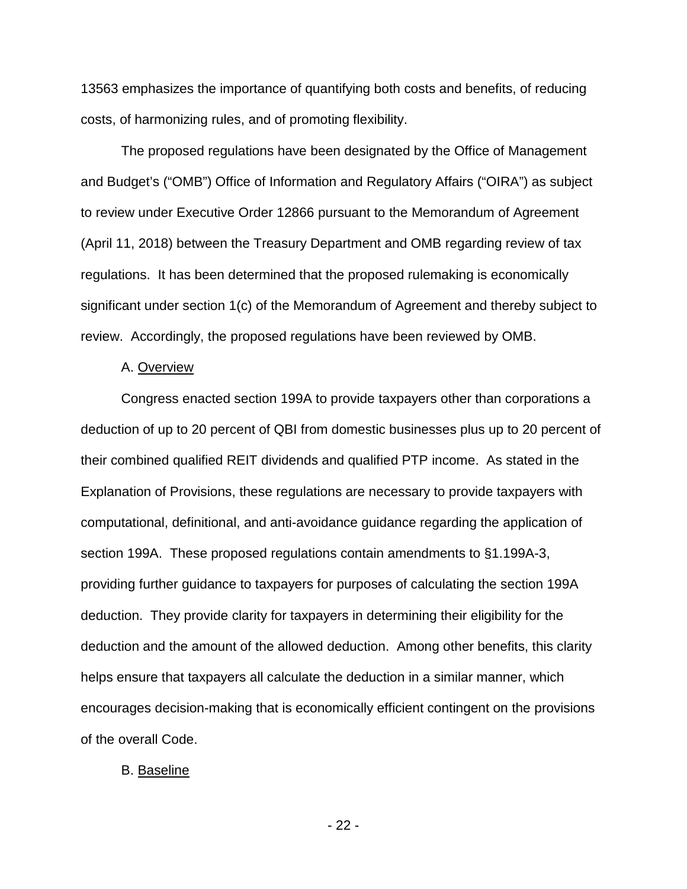13563 emphasizes the importance of quantifying both costs and benefits, of reducing costs, of harmonizing rules, and of promoting flexibility.

The proposed regulations have been designated by the Office of Management and Budget's ("OMB") Office of Information and Regulatory Affairs ("OIRA") as subject to review under Executive Order 12866 pursuant to the Memorandum of Agreement (April 11, 2018) between the Treasury Department and OMB regarding review of tax regulations. It has been determined that the proposed rulemaking is economically significant under section 1(c) of the Memorandum of Agreement and thereby subject to review. Accordingly, the proposed regulations have been reviewed by OMB.

A. Overview

Congress enacted section 199A to provide taxpayers other than corporations a deduction of up to 20 percent of QBI from domestic businesses plus up to 20 percent of their combined qualified REIT dividends and qualified PTP income. As stated in the Explanation of Provisions, these regulations are necessary to provide taxpayers with computational, definitional, and anti-avoidance guidance regarding the application of section 199A. These proposed regulations contain amendments to §1.199A-3, providing further guidance to taxpayers for purposes of calculating the section 199A deduction. They provide clarity for taxpayers in determining their eligibility for the deduction and the amount of the allowed deduction. Among other benefits, this clarity helps ensure that taxpayers all calculate the deduction in a similar manner, which encourages decision-making that is economically efficient contingent on the provisions of the overall Code.

B. Baseline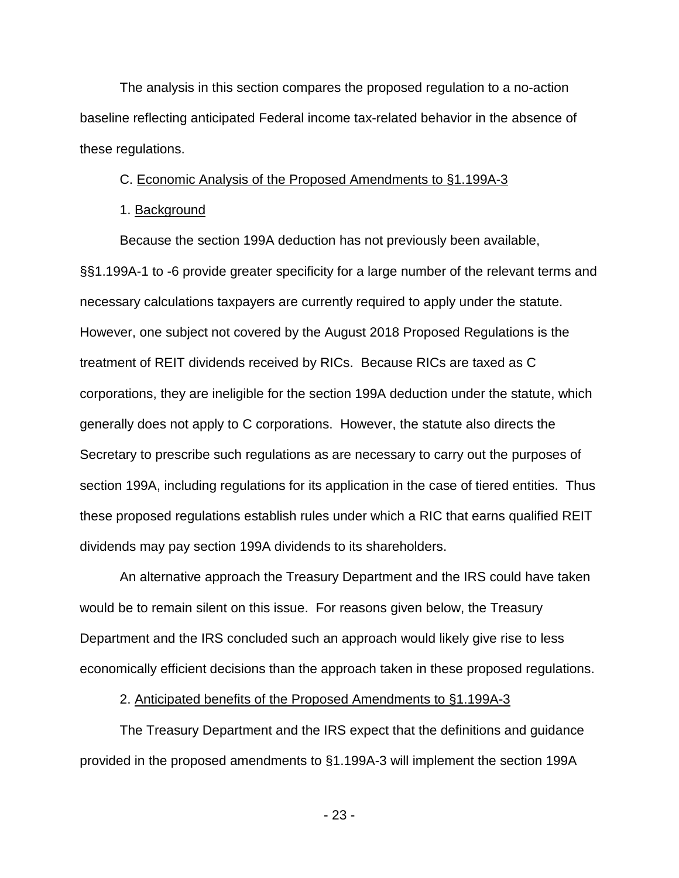The analysis in this section compares the proposed regulation to a no-action baseline reflecting anticipated Federal income tax-related behavior in the absence of these regulations.

C. Economic Analysis of the Proposed Amendments to §1.199A-3

1. Background

Because the section 199A deduction has not previously been available, §§1.199A-1 to -6 provide greater specificity for a large number of the relevant terms and necessary calculations taxpayers are currently required to apply under the statute. However, one subject not covered by the August 2018 Proposed Regulations is the treatment of REIT dividends received by RICs. Because RICs are taxed as C corporations, they are ineligible for the section 199A deduction under the statute, which generally does not apply to C corporations. However, the statute also directs the Secretary to prescribe such regulations as are necessary to carry out the purposes of section 199A, including regulations for its application in the case of tiered entities. Thus these proposed regulations establish rules under which a RIC that earns qualified REIT dividends may pay section 199A dividends to its shareholders.

An alternative approach the Treasury Department and the IRS could have taken would be to remain silent on this issue. For reasons given below, the Treasury Department and the IRS concluded such an approach would likely give rise to less economically efficient decisions than the approach taken in these proposed regulations.

2. Anticipated benefits of the Proposed Amendments to §1.199A-3

The Treasury Department and the IRS expect that the definitions and guidance provided in the proposed amendments to §1.199A-3 will implement the section 199A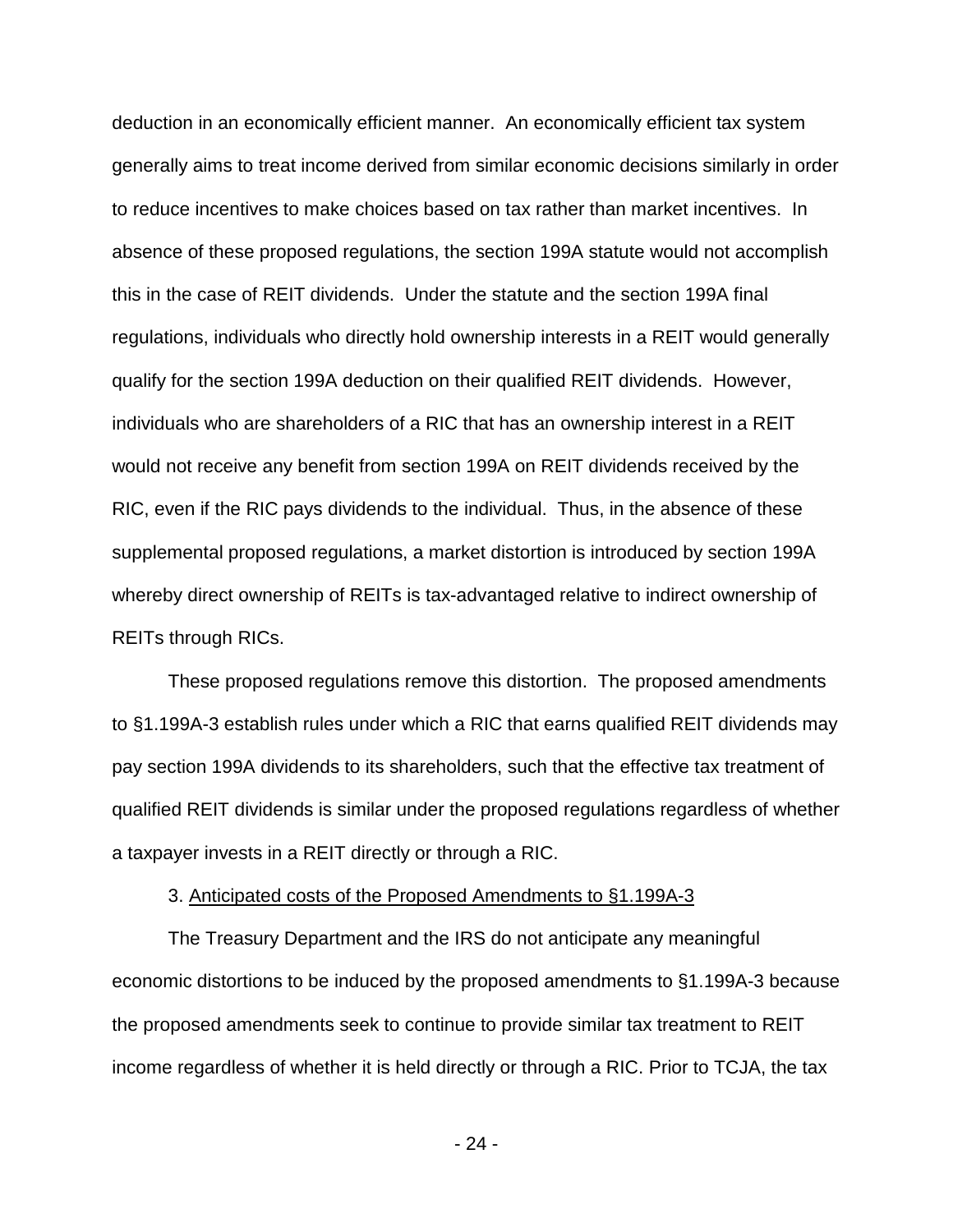deduction in an economically efficient manner. An economically efficient tax system generally aims to treat income derived from similar economic decisions similarly in order to reduce incentives to make choices based on tax rather than market incentives. In absence of these proposed regulations, the section 199A statute would not accomplish this in the case of REIT dividends. Under the statute and the section 199A final regulations, individuals who directly hold ownership interests in a REIT would generally qualify for the section 199A deduction on their qualified REIT dividends. However, individuals who are shareholders of a RIC that has an ownership interest in a REIT would not receive any benefit from section 199A on REIT dividends received by the RIC, even if the RIC pays dividends to the individual. Thus, in the absence of these supplemental proposed regulations, a market distortion is introduced by section 199A whereby direct ownership of REITs is tax-advantaged relative to indirect ownership of REITs through RICs.

These proposed regulations remove this distortion. The proposed amendments to §1.199A-3 establish rules under which a RIC that earns qualified REIT dividends may pay section 199A dividends to its shareholders, such that the effective tax treatment of qualified REIT dividends is similar under the proposed regulations regardless of whether a taxpayer invests in a REIT directly or through a RIC.

3. Anticipated costs of the Proposed Amendments to §1.199A-3

The Treasury Department and the IRS do not anticipate any meaningful economic distortions to be induced by the proposed amendments to §1.199A-3 because the proposed amendments seek to continue to provide similar tax treatment to REIT income regardless of whether it is held directly or through a RIC. Prior to TCJA, the tax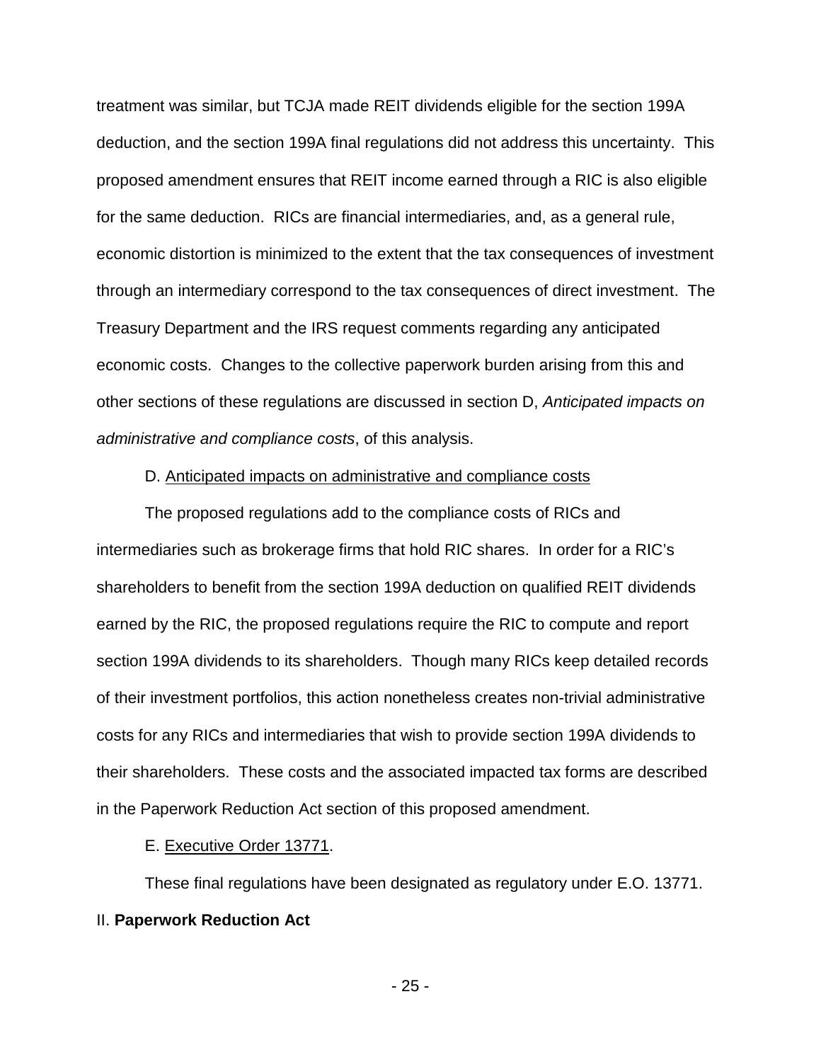treatment was similar, but TCJA made REIT dividends eligible for the section 199A deduction, and the section 199A final regulations did not address this uncertainty. This proposed amendment ensures that REIT income earned through a RIC is also eligible for the same deduction. RICs are financial intermediaries, and, as a general rule, economic distortion is minimized to the extent that the tax consequences of investment through an intermediary correspond to the tax consequences of direct investment. The Treasury Department and the IRS request comments regarding any anticipated economic costs. Changes to the collective paperwork burden arising from this and other sections of these regulations are discussed in section D, *Anticipated impacts on administrative and compliance costs*, of this analysis.

D. Anticipated impacts on administrative and compliance costs

The proposed regulations add to the compliance costs of RICs and intermediaries such as brokerage firms that hold RIC shares. In order for a RIC's shareholders to benefit from the section 199A deduction on qualified REIT dividends earned by the RIC, the proposed regulations require the RIC to compute and report section 199A dividends to its shareholders. Though many RICs keep detailed records of their investment portfolios, this action nonetheless creates non-trivial administrative costs for any RICs and intermediaries that wish to provide section 199A dividends to their shareholders. These costs and the associated impacted tax forms are described in the Paperwork Reduction Act section of this proposed amendment.

E. Executive Order 13771.

These final regulations have been designated as regulatory under E.O. 13771.

## II. **Paperwork Reduction Act**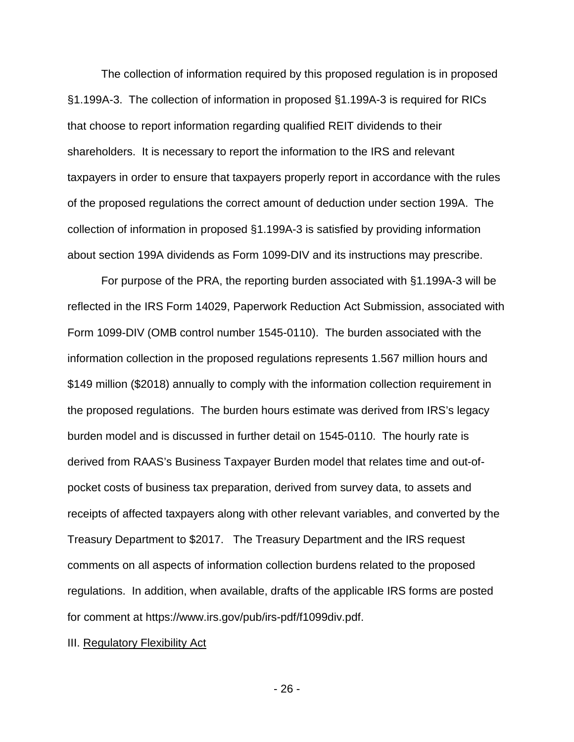The collection of information required by this proposed regulation is in proposed §1.199A-3. The collection of information in proposed §1.199A-3 is required for RICs that choose to report information regarding qualified REIT dividends to their shareholders. It is necessary to report the information to the IRS and relevant taxpayers in order to ensure that taxpayers properly report in accordance with the rules of the proposed regulations the correct amount of deduction under section 199A. The collection of information in proposed §1.199A-3 is satisfied by providing information about section 199A dividends as Form 1099-DIV and its instructions may prescribe.

For purpose of the PRA, the reporting burden associated with §1.199A-3 will be reflected in the IRS Form 14029, Paperwork Reduction Act Submission, associated with Form 1099-DIV (OMB control number 1545-0110). The burden associated with the information collection in the proposed regulations represents 1.567 million hours and $149 million ($2018) annually to comply with the information collection requirement in the proposed regulations. The burden hours estimate was derived from IRS's legacy burden model and is discussed in further detail on 1545-0110. The hourly rate is derived from RAAS's Business Taxpayer Burden model that relates time and out-of-pocket costs of business tax preparation, derived from survey data, to assets and receipts of affected taxpayers along with other relevant variables, and converted by the Treasury Department to $2017. The Treasury Department and the IRS request comments on all aspects of information collection burdens related to the proposed regulations. In addition, when available, drafts of the applicable IRS forms are posted for comment at https://www.irs.gov/pub/irs-pdf/f1099div.pdf.

## III. Regulatory Flexibility Act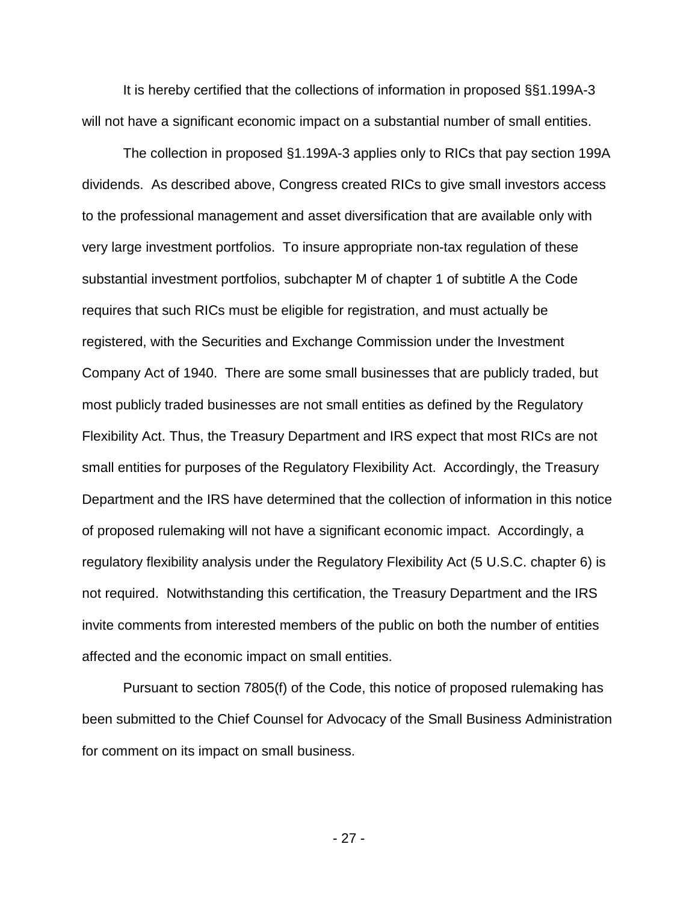It is hereby certified that the collections of information in proposed §§1.199A-3 will not have a significant economic impact on a substantial number of small entities.

The collection in proposed §1.199A-3 applies only to RICs that pay section 199A dividends. As described above, Congress created RICs to give small investors access to the professional management and asset diversification that are available only with very large investment portfolios. To insure appropriate non-tax regulation of these substantial investment portfolios, subchapter M of chapter 1 of subtitle A the Code requires that such RICs must be eligible for registration, and must actually be registered, with the Securities and Exchange Commission under the Investment Company Act of 1940. There are some small businesses that are publicly traded, but most publicly traded businesses are not small entities as defined by the Regulatory Flexibility Act. Thus, the Treasury Department and IRS expect that most RICs are not small entities for purposes of the Regulatory Flexibility Act. Accordingly, the Treasury Department and the IRS have determined that the collection of information in this notice of proposed rulemaking will not have a significant economic impact. Accordingly, a regulatory flexibility analysis under the Regulatory Flexibility Act (5 U.S.C. chapter 6) is not required. Notwithstanding this certification, the Treasury Department and the IRS invite comments from interested members of the public on both the number of entities affected and the economic impact on small entities.

Pursuant to section 7805(f) of the Code, this notice of proposed rulemaking has been submitted to the Chief Counsel for Advocacy of the Small Business Administration for comment on its impact on small business.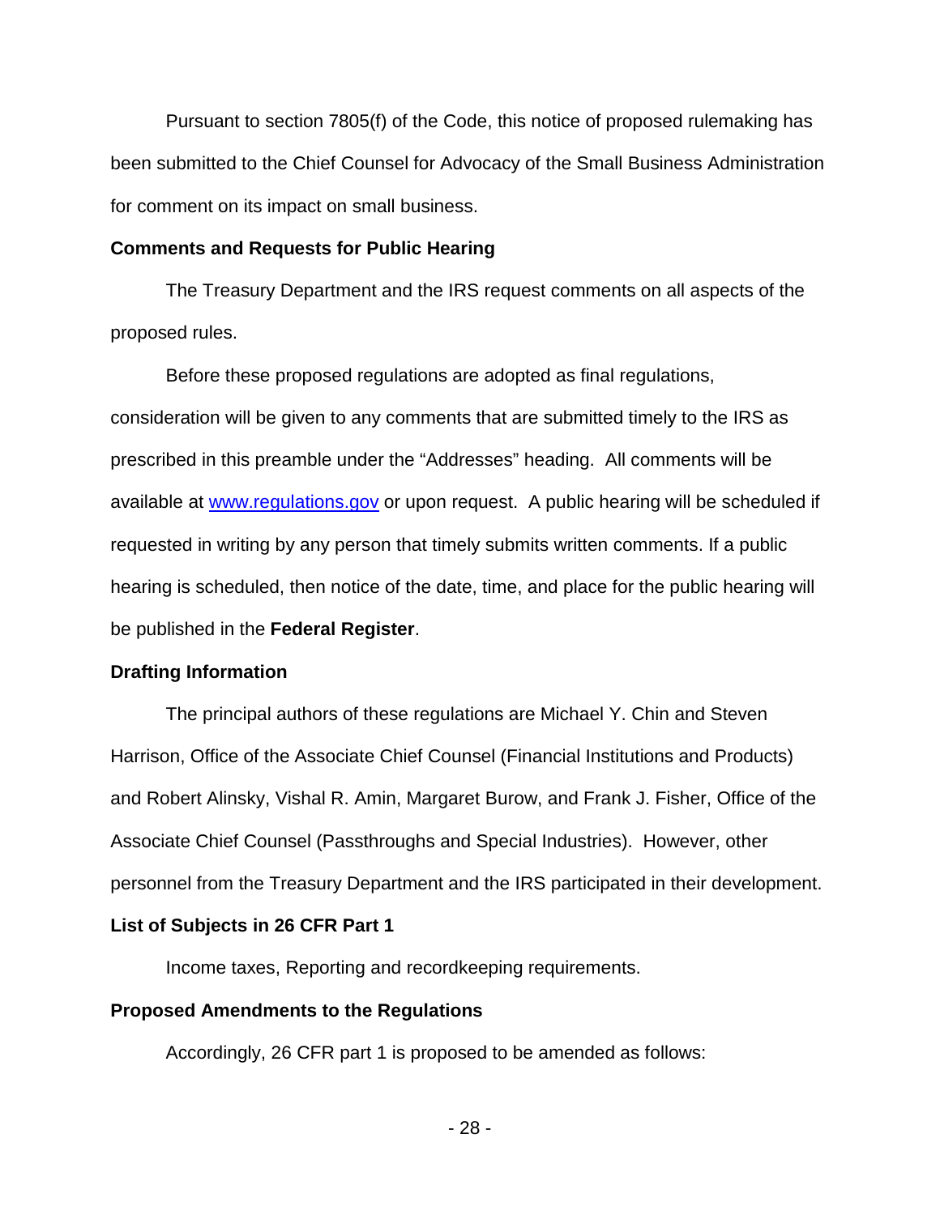Pursuant to section 7805(f) of the Code, this notice of proposed rulemaking has been submitted to the Chief Counsel for Advocacy of the Small Business Administration for comment on its impact on small business.

**Comments and Requests for Public Hearing**

The Treasury Department and the IRS request comments on all aspects of the proposed rules.

Before these proposed regulations are adopted as final regulations, consideration will be given to any comments that are submitted timely to the IRS as prescribed in this preamble under the "Addresses" heading. All comments will be available at www.regulations.gov or upon request. A public hearing will be scheduled if requested in writing by any person that timely submits written comments. If a public hearing is scheduled, then notice of the date, time, and place for the public hearing will be published in the **Federal Register**.

**Drafting Information**

The principal authors of these regulations are Michael Y. Chin and Steven Harrison, Office of the Associate Chief Counsel (Financial Institutions and Products) and Robert Alinsky, Vishal R. Amin, Margaret Burow, and Frank J. Fisher, Office of the Associate Chief Counsel (Passthroughs and Special Industries). However, other personnel from the Treasury Department and the IRS participated in their development.

**List of Subjects in 26 CFR Part 1**

Income taxes, Reporting and recordkeeping requirements.

**Proposed Amendments to the Regulations**

Accordingly, 26 CFR part 1 is proposed to be amended as follows: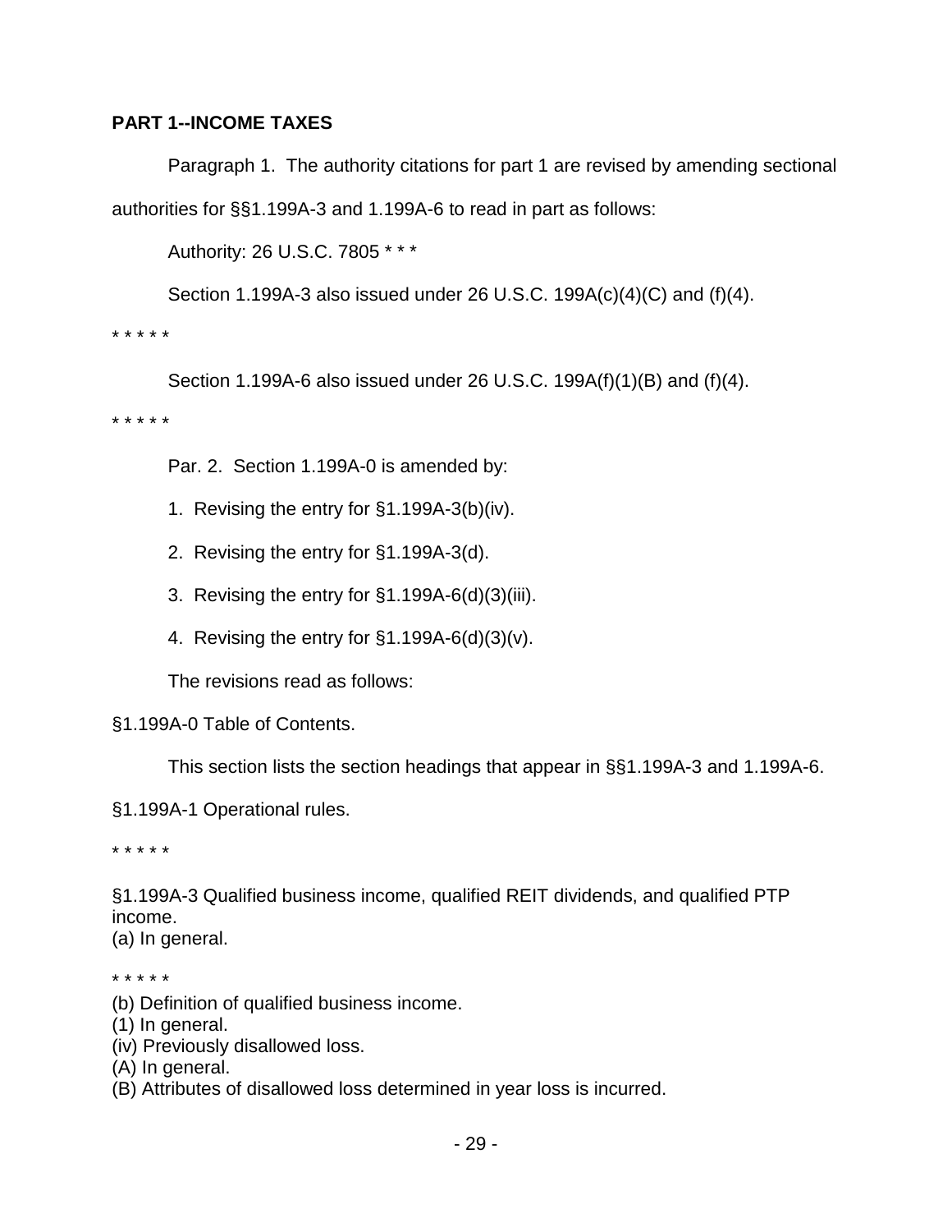**PART 1--INCOME TAXES**

Paragraph 1. The authority citations for part 1 are revised by amending sectional authorities for §§1.199A-3 and 1.199A-6 to read in part as follows:

Authority: 26 U.S.C. 7805 * * *

Section 1.199A-3 also issued under 26 U.S.C. 199A(c)(4)(C) and (f)(4).

* * * * *

Section 1.199A-6 also issued under 26 U.S.C. 199A(f)(1)(B) and (f)(4).

* * * * *

Par. 2. Section 1.199A-0 is amended by:

1. Revising the entry for §1.199A-3(b)(iv).

2. Revising the entry for §1.199A-3(d).

3. Revising the entry for §1.199A-6(d)(3)(iii).

4. Revising the entry for §1.199A-6(d)(3)(v).

The revisions read as follows:

§1.199A-0 Table of Contents.

This section lists the section headings that appear in §§1.199A-3 and 1.199A-6.

§1.199A-1 Operational rules.

* * * * *

§1.199A-3 Qualified business income, qualified REIT dividends, and qualified PTP income.
(a) In general.

* * * * *

(b) Definition of qualified business income.
(1) In general.
(iv) Previously disallowed loss.
(A) In general.
(B) Attributes of disallowed loss determined in year loss is incurred.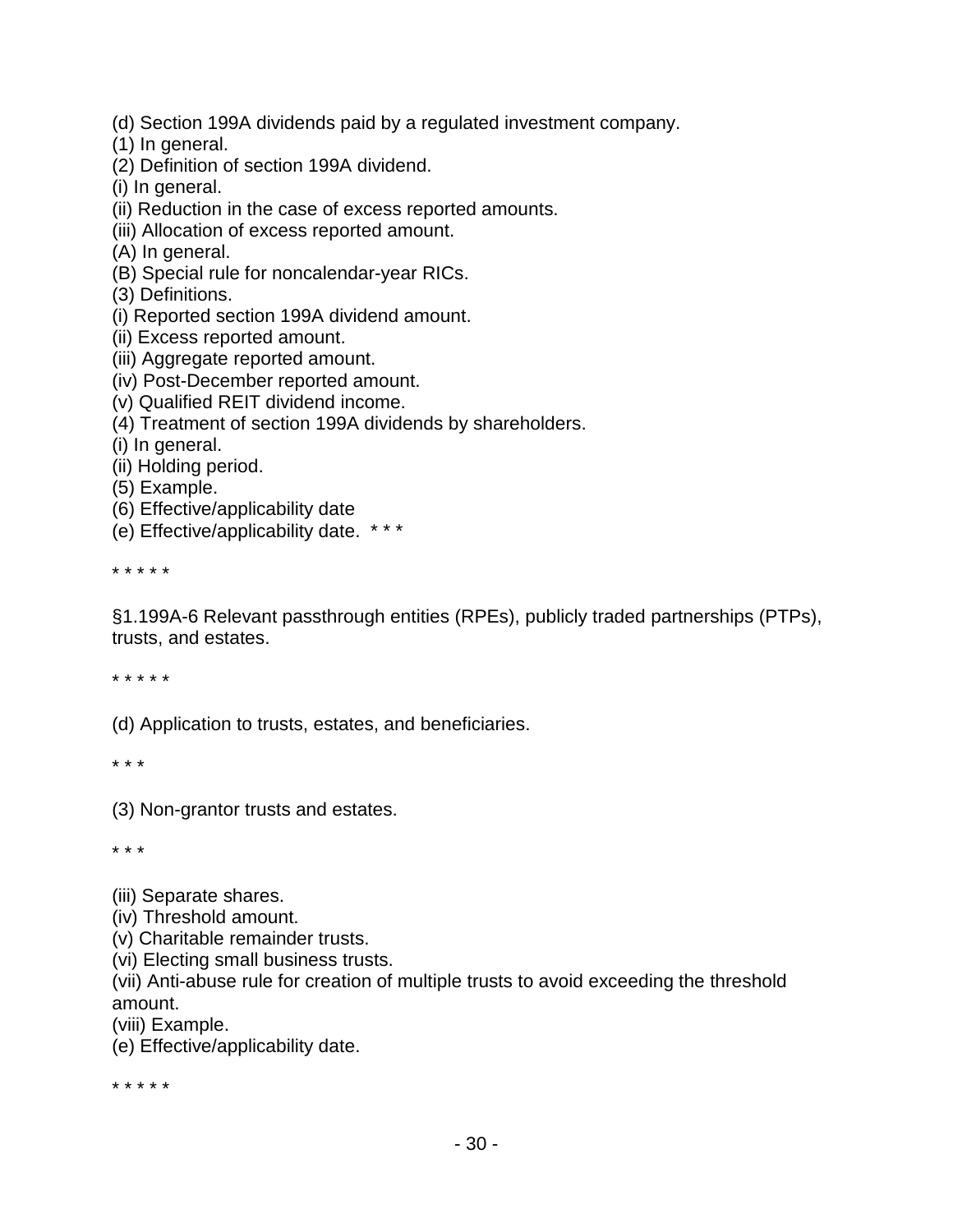(d) Section 199A dividends paid by a regulated investment company.
(1) In general.
(2) Definition of section 199A dividend.
(i) In general.
(ii) Reduction in the case of excess reported amounts.
(iii) Allocation of excess reported amount.
(A) In general.
(B) Special rule for noncalendar-year RICs.
(3) Definitions.
(i) Reported section 199A dividend amount.
(ii) Excess reported amount.
(iii) Aggregate reported amount.
(iv) Post-December reported amount.
(v) Qualified REIT dividend income.
(4) Treatment of section 199A dividends by shareholders.
(i) In general.
(ii) Holding period.
(5) Example.
(6) Effective/applicability date
(e) Effective/applicability date. * * *

* * * * *

§1.199A-6 Relevant passthrough entities (RPEs), publicly traded partnerships (PTPs), trusts, and estates.

* * * * *

(d) Application to trusts, estates, and beneficiaries.

* * *

(3) Non-grantor trusts and estates.

* * *

(iii) Separate shares.
(iv) Threshold amount.
(v) Charitable remainder trusts.
(vi) Electing small business trusts.
(vii) Anti-abuse rule for creation of multiple trusts to avoid exceeding the threshold amount.
(viii) Example.
(e) Effective/applicability date.

* * * * *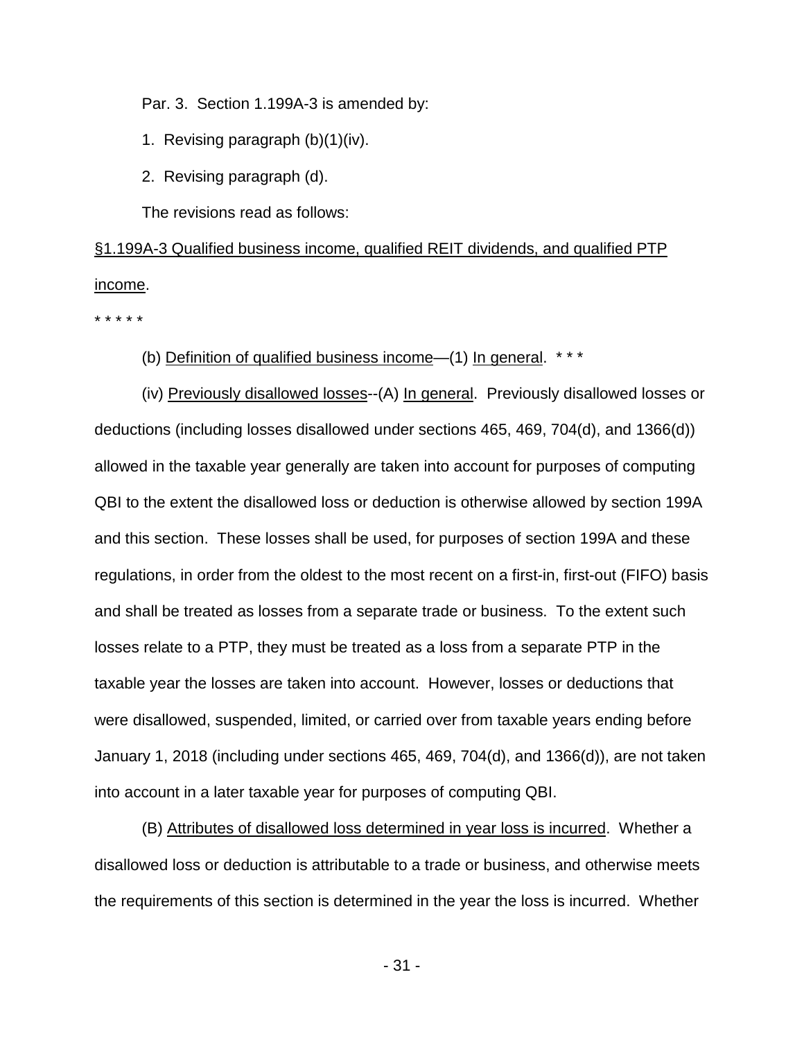Par. 3. Section 1.199A-3 is amended by:

1. Revising paragraph (b)(1)(iv).

2. Revising paragraph (d).

The revisions read as follows:

<u>§1.199A-3 Qualified business income, qualified REIT dividends, and qualified PTP income</u>.

* * * * *

(b) <u>Definition of qualified business income</u>—(1) <u>In general</u>. * * *

(iv) <u>Previously disallowed losses</u>--(A) <u>In general</u>. Previously disallowed losses or deductions (including losses disallowed under sections 465, 469, 704(d), and 1366(d)) allowed in the taxable year generally are taken into account for purposes of computing QBI to the extent the disallowed loss or deduction is otherwise allowed by section 199A and this section. These losses shall be used, for purposes of section 199A and these regulations, in order from the oldest to the most recent on a first-in, first-out (FIFO) basis and shall be treated as losses from a separate trade or business. To the extent such losses relate to a PTP, they must be treated as a loss from a separate PTP in the taxable year the losses are taken into account. However, losses or deductions that were disallowed, suspended, limited, or carried over from taxable years ending before January 1, 2018 (including under sections 465, 469, 704(d), and 1366(d)), are not taken into account in a later taxable year for purposes of computing QBI.

(B) <u>Attributes of disallowed loss determined in year loss is incurred</u>. Whether a disallowed loss or deduction is attributable to a trade or business, and otherwise meets the requirements of this section is determined in the year the loss is incurred. Whether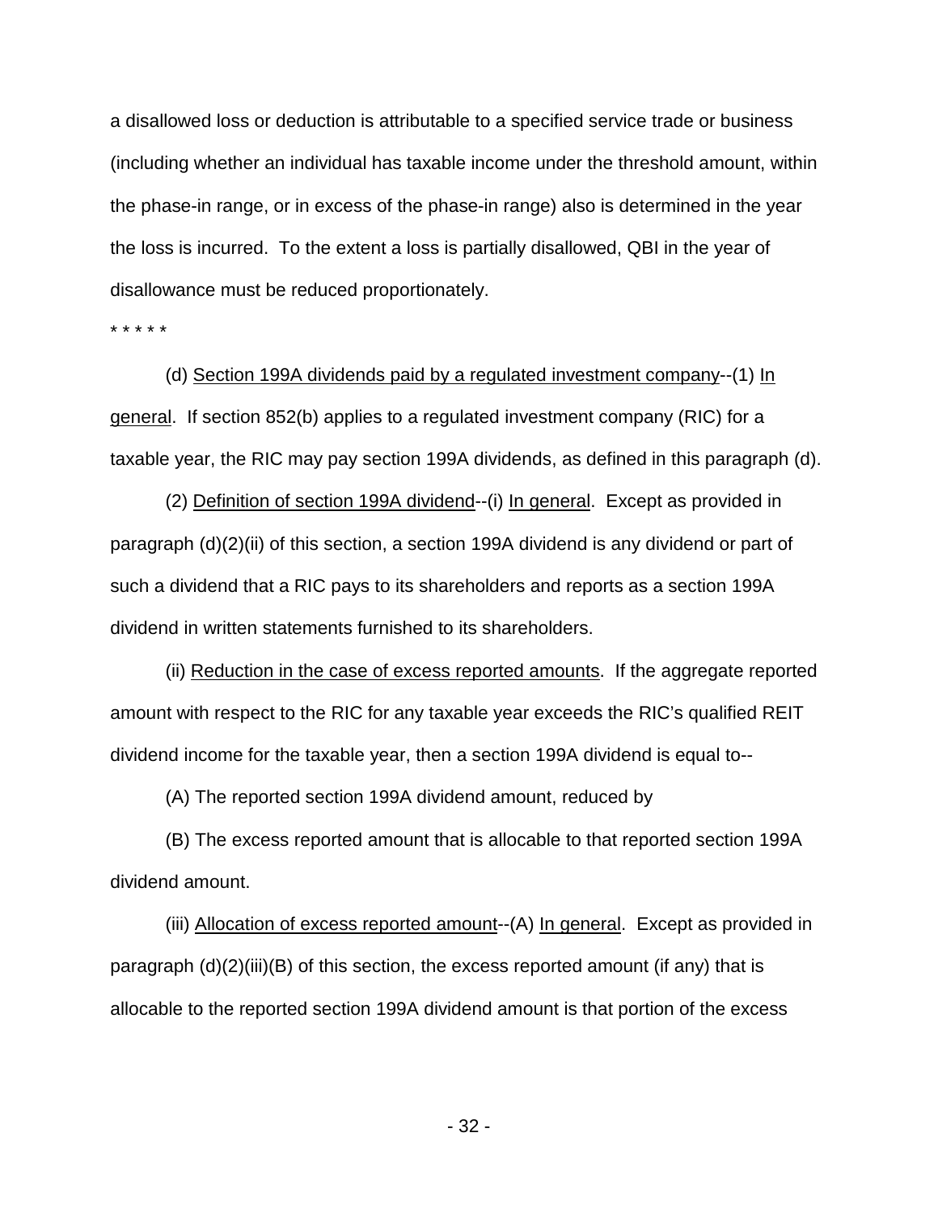a disallowed loss or deduction is attributable to a specified service trade or business (including whether an individual has taxable income under the threshold amount, within the phase-in range, or in excess of the phase-in range) also is determined in the year the loss is incurred. To the extent a loss is partially disallowed, QBI in the year of disallowance must be reduced proportionately.

* * * * *

(d) Section 199A dividends paid by a regulated investment company--(1) In general. If section 852(b) applies to a regulated investment company (RIC) for a taxable year, the RIC may pay section 199A dividends, as defined in this paragraph (d).

(2) Definition of section 199A dividend--(i) In general. Except as provided in paragraph (d)(2)(ii) of this section, a section 199A dividend is any dividend or part of such a dividend that a RIC pays to its shareholders and reports as a section 199A dividend in written statements furnished to its shareholders.

(ii) Reduction in the case of excess reported amounts. If the aggregate reported amount with respect to the RIC for any taxable year exceeds the RIC's qualified REIT dividend income for the taxable year, then a section 199A dividend is equal to--

(A) The reported section 199A dividend amount, reduced by

(B) The excess reported amount that is allocable to that reported section 199A dividend amount.

(iii) Allocation of excess reported amount--(A) In general. Except as provided in paragraph (d)(2)(iii)(B) of this section, the excess reported amount (if any) that is allocable to the reported section 199A dividend amount is that portion of the excess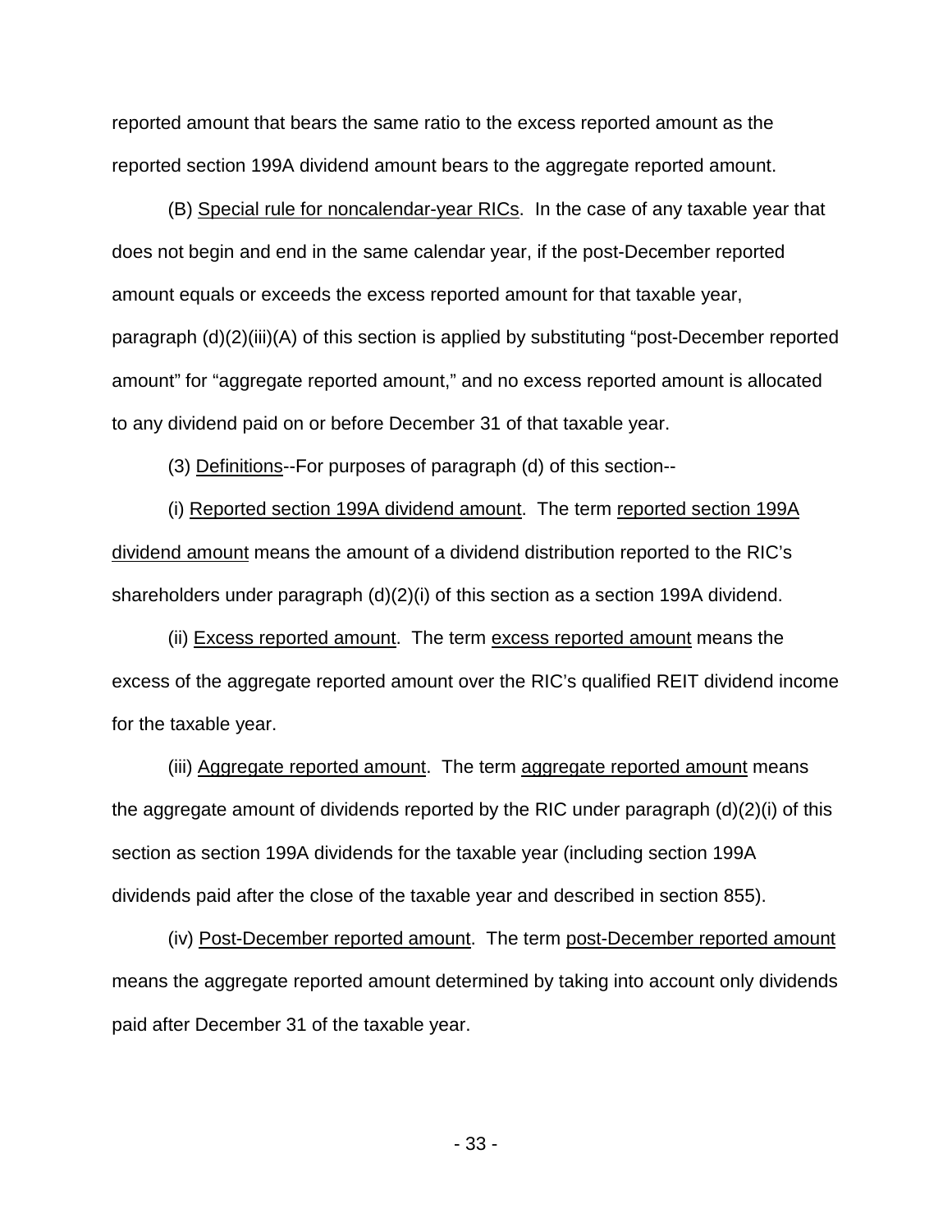reported amount that bears the same ratio to the excess reported amount as the reported section 199A dividend amount bears to the aggregate reported amount.

(B) Special rule for noncalendar-year RICs. In the case of any taxable year that does not begin and end in the same calendar year, if the post-December reported amount equals or exceeds the excess reported amount for that taxable year, paragraph (d)(2)(iii)(A) of this section is applied by substituting "post-December reported amount" for "aggregate reported amount," and no excess reported amount is allocated to any dividend paid on or before December 31 of that taxable year.

(3) Definitions--For purposes of paragraph (d) of this section--

(i) Reported section 199A dividend amount. The term reported section 199A dividend amount means the amount of a dividend distribution reported to the RIC's shareholders under paragraph (d)(2)(i) of this section as a section 199A dividend.

(ii) Excess reported amount. The term excess reported amount means the excess of the aggregate reported amount over the RIC's qualified REIT dividend income for the taxable year.

(iii) Aggregate reported amount. The term aggregate reported amount means the aggregate amount of dividends reported by the RIC under paragraph (d)(2)(i) of this section as section 199A dividends for the taxable year (including section 199A dividends paid after the close of the taxable year and described in section 855).

(iv) Post-December reported amount. The term post-December reported amount means the aggregate reported amount determined by taking into account only dividends paid after December 31 of the taxable year.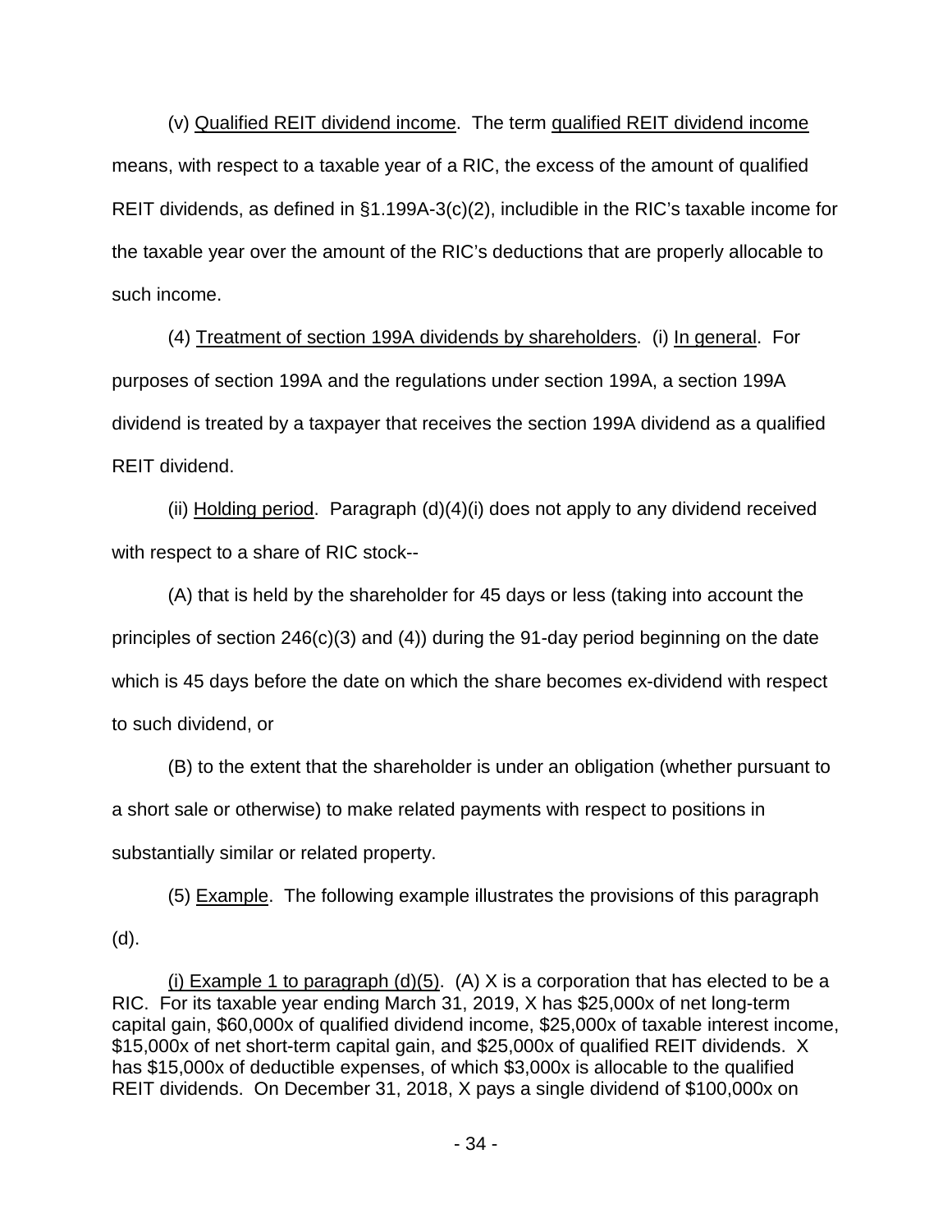(v) Qualified REIT dividend income. The term qualified REIT dividend income means, with respect to a taxable year of a RIC, the excess of the amount of qualified REIT dividends, as defined in §1.199A-3(c)(2), includible in the RIC's taxable income for the taxable year over the amount of the RIC's deductions that are properly allocable to such income.

(4) Treatment of section 199A dividends by shareholders. (i) In general. For purposes of section 199A and the regulations under section 199A, a section 199A dividend is treated by a taxpayer that receives the section 199A dividend as a qualified REIT dividend.

(ii) Holding period. Paragraph (d)(4)(i) does not apply to any dividend received with respect to a share of RIC stock--

(A) that is held by the shareholder for 45 days or less (taking into account the principles of section 246(c)(3) and (4)) during the 91-day period beginning on the date which is 45 days before the date on which the share becomes ex-dividend with respect to such dividend, or

(B) to the extent that the shareholder is under an obligation (whether pursuant to a short sale or otherwise) to make related payments with respect to positions in substantially similar or related property.

(5) Example. The following example illustrates the provisions of this paragraph (d).

(i) Example 1 to paragraph (d)(5). (A) X is a corporation that has elected to be a RIC. For its taxable year ending March 31, 2019, X has $25,000x of net long-term capital gain, $60,000x of qualified dividend income, $25,000x of taxable interest income, $15,000x of net short-term capital gain, and $25,000x of qualified REIT dividends. X has $15,000x of deductible expenses, of which $3,000x is allocable to the qualified REIT dividends. On December 31, 2018, X pays a single dividend of $100,000x on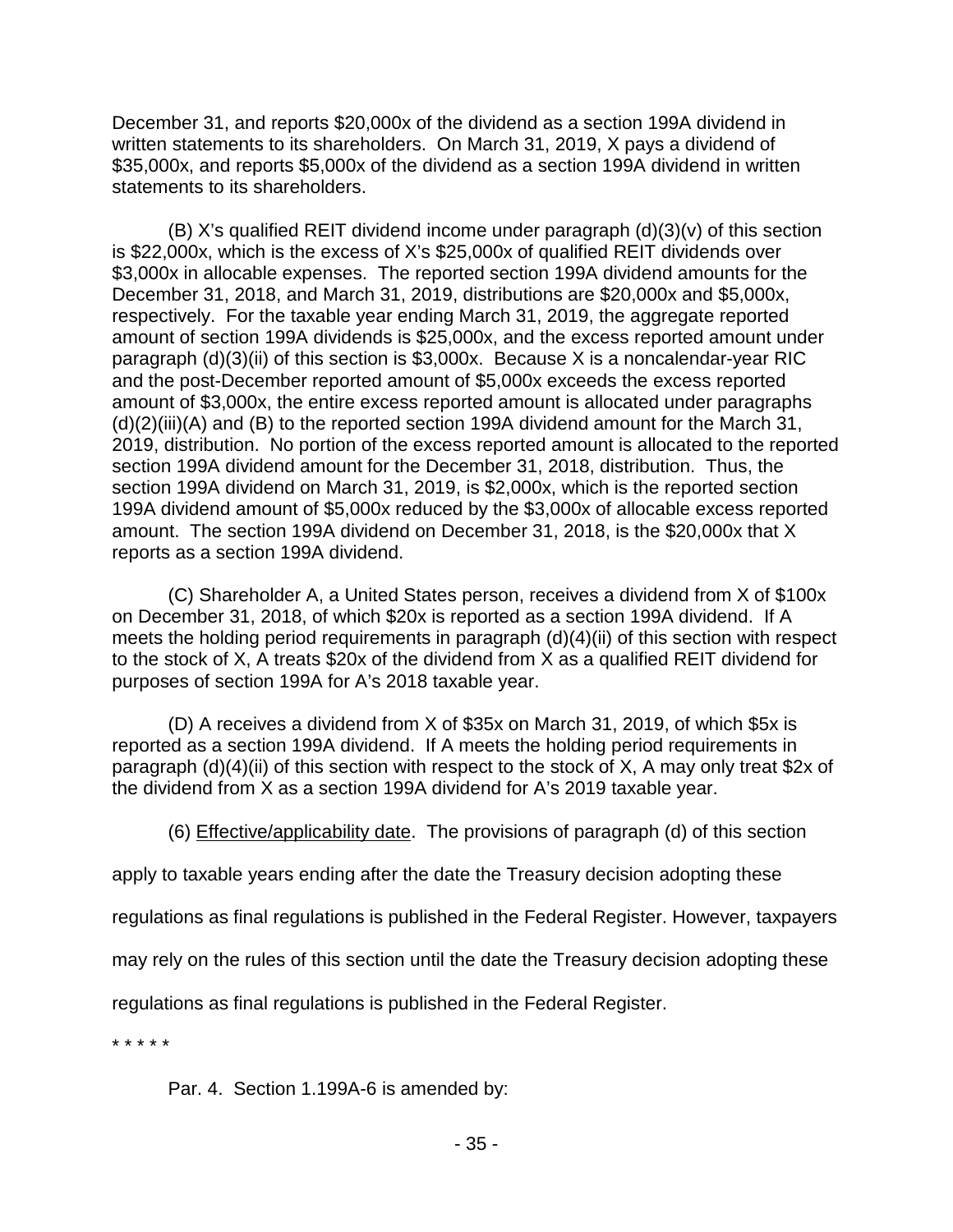December 31, and reports $20,000x of the dividend as a section 199A dividend in written statements to its shareholders. On March 31, 2019, X pays a dividend of $35,000x, and reports $5,000x of the dividend as a section 199A dividend in written statements to its shareholders.

(B) X's qualified REIT dividend income under paragraph (d)(3)(v) of this section is $22,000x, which is the excess of X's $25,000x of qualified REIT dividends over $3,000x in allocable expenses. The reported section 199A dividend amounts for the December 31, 2018, and March 31, 2019, distributions are $20,000x and $5,000x, respectively. For the taxable year ending March 31, 2019, the aggregate reported amount of section 199A dividends is $25,000x, and the excess reported amount under paragraph (d)(3)(ii) of this section is $3,000x. Because X is a noncalendar-year RIC and the post-December reported amount of $5,000x exceeds the excess reported amount of $3,000x, the entire excess reported amount is allocated under paragraphs (d)(2)(iii)(A) and (B) to the reported section 199A dividend amount for the March 31, 2019, distribution. No portion of the excess reported amount is allocated to the reported section 199A dividend amount for the December 31, 2018, distribution. Thus, the section 199A dividend on March 31, 2019, is $2,000x, which is the reported section 199A dividend amount of $5,000x reduced by the $3,000x of allocable excess reported amount. The section 199A dividend on December 31, 2018, is the $20,000x that X reports as a section 199A dividend.

(C) Shareholder A, a United States person, receives a dividend from X of $100x on December 31, 2018, of which $20x is reported as a section 199A dividend. If A meets the holding period requirements in paragraph (d)(4)(ii) of this section with respect to the stock of X, A treats $20x of the dividend from X as a qualified REIT dividend for purposes of section 199A for A's 2018 taxable year.

(D) A receives a dividend from X of $35x on March 31, 2019, of which $5x is reported as a section 199A dividend. If A meets the holding period requirements in paragraph (d)(4)(ii) of this section with respect to the stock of X, A may only treat $2x of the dividend from X as a section 199A dividend for A's 2019 taxable year.

(6) Effective/applicability date. The provisions of paragraph (d) of this section apply to taxable years ending after the date the Treasury decision adopting these regulations as final regulations is published in the Federal Register. However, taxpayers may rely on the rules of this section until the date the Treasury decision adopting these regulations as final regulations is published in the Federal Register.

* * * * *

Par. 4. Section 1.199A-6 is amended by: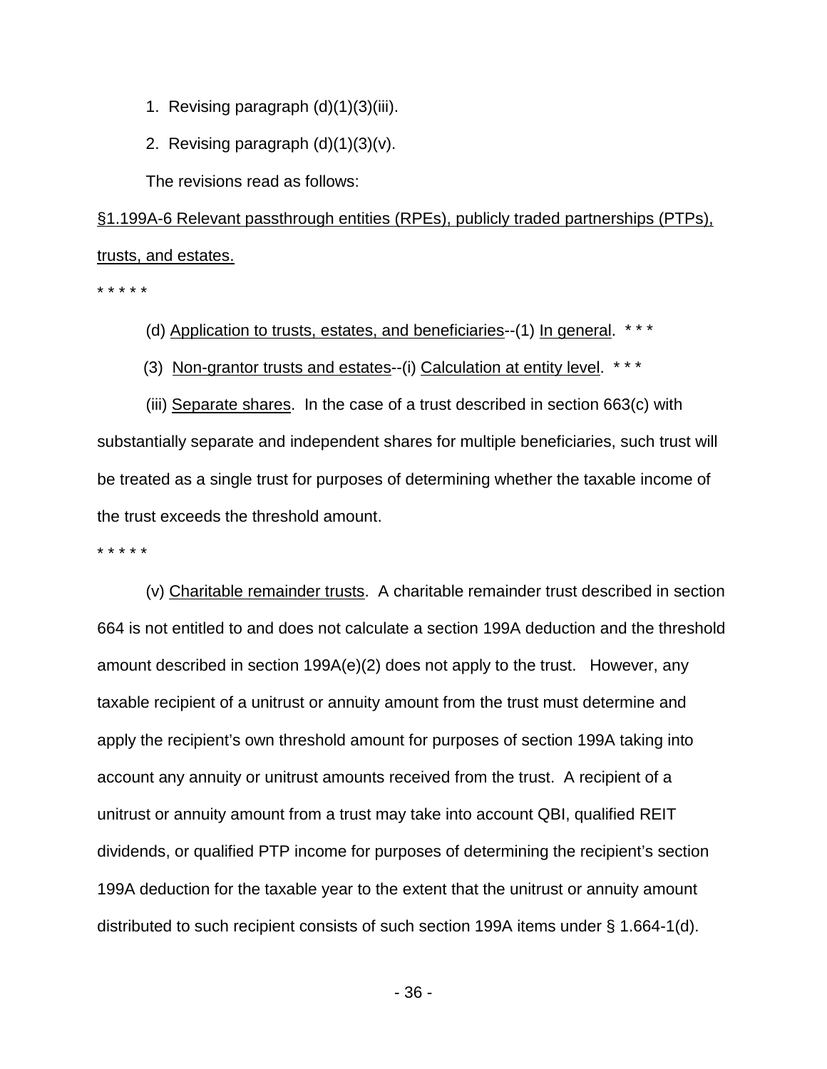1. Revising paragraph (d)(1)(3)(iii).

2. Revising paragraph (d)(1)(3)(v).

The revisions read as follows:

§1.199A-6 Relevant passthrough entities (RPEs), publicly traded partnerships (PTPs), trusts, and estates.

\* \* \* \* \*

(d) Application to trusts, estates, and beneficiaries--(1) In general. \* \* \*

(3) Non-grantor trusts and estates--(i) Calculation at entity level. \* \* \*

(iii) Separate shares. In the case of a trust described in section 663(c) with substantially separate and independent shares for multiple beneficiaries, such trust will be treated as a single trust for purposes of determining whether the taxable income of the trust exceeds the threshold amount.

\* \* \* \* \*

(v) Charitable remainder trusts. A charitable remainder trust described in section 664 is not entitled to and does not calculate a section 199A deduction and the threshold amount described in section 199A(e)(2) does not apply to the trust. However, any taxable recipient of a unitrust or annuity amount from the trust must determine and apply the recipient's own threshold amount for purposes of section 199A taking into account any annuity or unitrust amounts received from the trust. A recipient of a unitrust or annuity amount from a trust may take into account QBI, qualified REIT dividends, or qualified PTP income for purposes of determining the recipient's section 199A deduction for the taxable year to the extent that the unitrust or annuity amount distributed to such recipient consists of such section 199A items under § 1.664-1(d).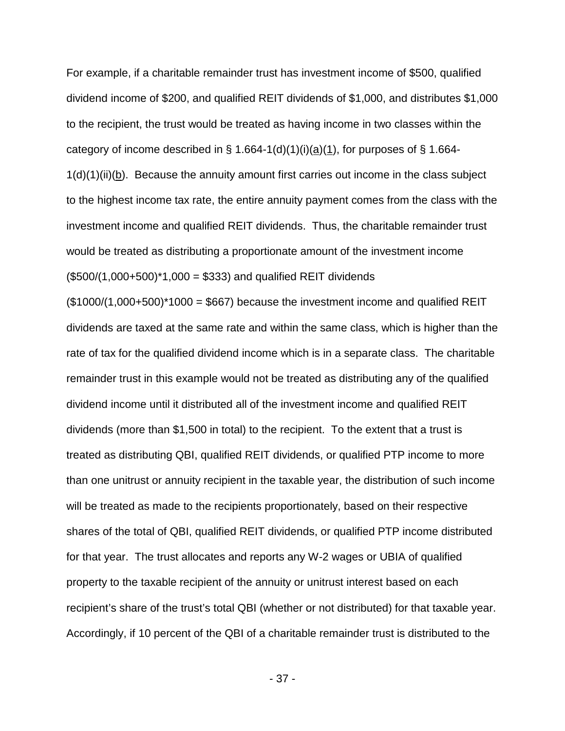For example, if a charitable remainder trust has investment income of $500, qualified dividend income of $200, and qualified REIT dividends of $1,000, and distributes $1,000 to the recipient, the trust would be treated as having income in two classes within the category of income described in § 1.664-1(d)(1)(i)(a)(1), for purposes of § 1.664-1(d)(1)(ii)(b). Because the annuity amount first carries out income in the class subject to the highest income tax rate, the entire annuity payment comes from the class with the investment income and qualified REIT dividends. Thus, the charitable remainder trust would be treated as distributing a proportionate amount of the investment income ($500/(1,000+500)*1,000 = $333) and qualified REIT dividends ($1000/(1,000+500)*1000 = $667) because the investment income and qualified REIT dividends are taxed at the same rate and within the same class, which is higher than the rate of tax for the qualified dividend income which is in a separate class. The charitable remainder trust in this example would not be treated as distributing any of the qualified dividend income until it distributed all of the investment income and qualified REIT dividends (more than $1,500 in total) to the recipient. To the extent that a trust is treated as distributing QBI, qualified REIT dividends, or qualified PTP income to more than one unitrust or annuity recipient in the taxable year, the distribution of such income will be treated as made to the recipients proportionately, based on their respective shares of the total of QBI, qualified REIT dividends, or qualified PTP income distributed for that year. The trust allocates and reports any W-2 wages or UBIA of qualified property to the taxable recipient of the annuity or unitrust interest based on each recipient's share of the trust's total QBI (whether or not distributed) for that taxable year. Accordingly, if 10 percent of the QBI of a charitable remainder trust is distributed to the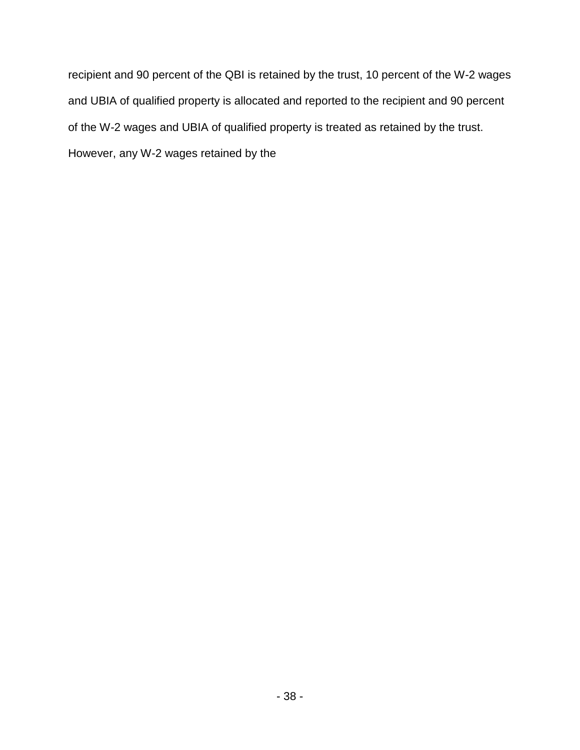recipient and 90 percent of the QBI is retained by the trust, 10 percent of the W-2 wages and UBIA of qualified property is allocated and reported to the recipient and 90 percent of the W-2 wages and UBIA of qualified property is treated as retained by the trust. However, any W-2 wages retained by the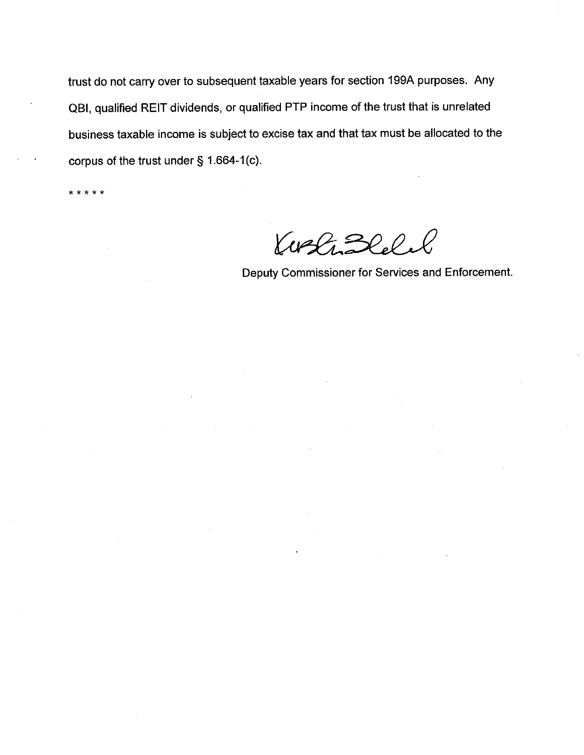trust do not carry over to subsequent taxable years for section 199A purposes. Any QBI, qualified REIT dividends, or qualified PTP income of the trust that is unrelated business taxable income is subject to excise tax and that tax must be allocated to the corpus of the trust under § 1.664-1(c).

\* \* \* \* \*

Deputy Commissioner for Services and Enforcement.